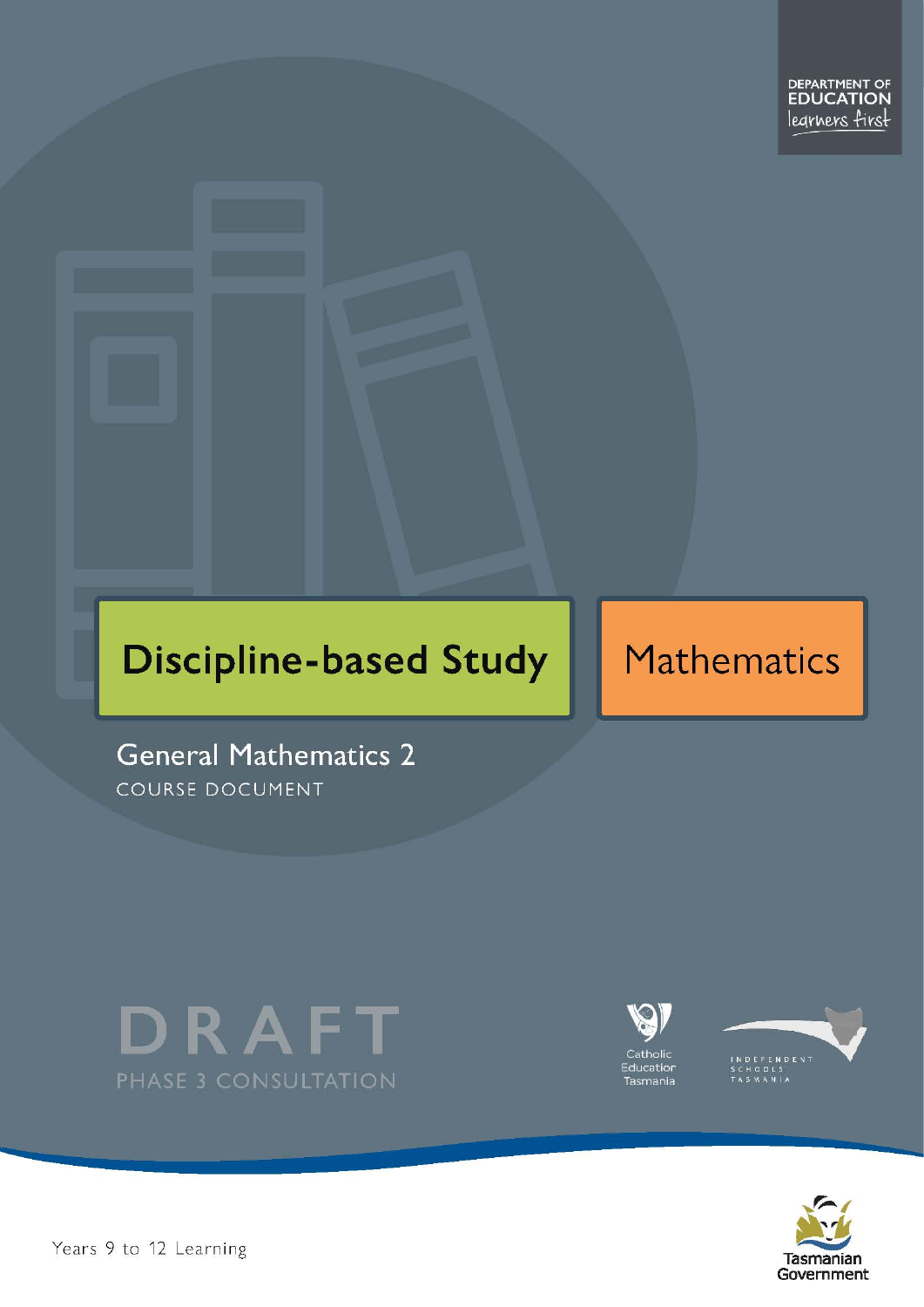DEPARTMENT OF EDUCATION
learners first

# Discipline-based Study

# Mathematics

## General Mathematics 2

COURSE DOCUMENT

DRAFT

PHASE 3 CONSULTATION

Catholic Education Tasmania

INDEPENDENT SCHOOLS TASMANIA

Years 9 to 12 Learning

Tasmanian Government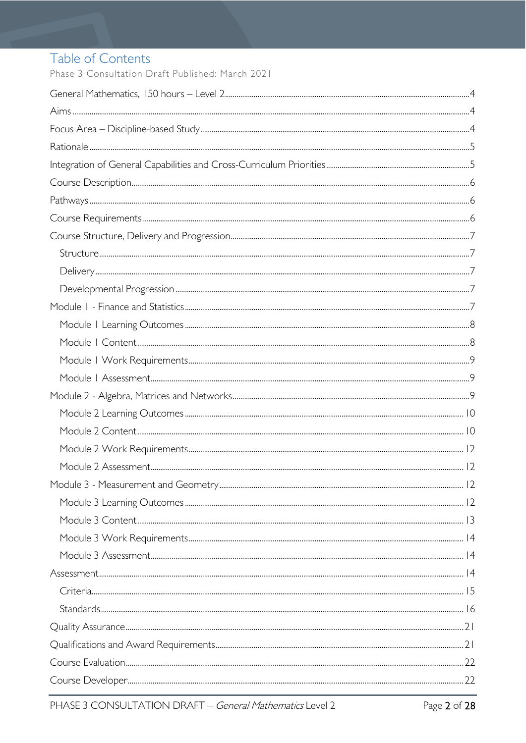# Table of Contents

Phase 3 Consultation Draft Published: March 2021

General Mathematics, 150 hours – Level 2 .... 4

Aims .... 4

Focus Area – Discipline-based Study .... 4

Rationale .... 5

Integration of General Capabilities and Cross-Curriculum Priorities .... 5

Course Description .... 6

Pathways .... 6

Course Requirements .... 6

Course Structure, Delivery and Progression .... 7

- Structure .... 7
- Delivery .... 7
- Developmental Progression .... 7

Module 1 - Finance and Statistics .... 7

- Module 1 Learning Outcomes .... 8
- Module 1 Content .... 8
- Module 1 Work Requirements .... 9
- Module 1 Assessment .... 9

Module 2 - Algebra, Matrices and Networks .... 9

- Module 2 Learning Outcomes .... 10
- Module 2 Content .... 10
- Module 2 Work Requirements .... 12
- Module 2 Assessment .... 12

Module 3 - Measurement and Geometry .... 12

- Module 3 Learning Outcomes .... 12
- Module 3 Content .... 13
- Module 3 Work Requirements .... 14
- Module 3 Assessment .... 14

Assessment .... 14

- Criteria .... 15
- Standards .... 16

Quality Assurance .... 21

Qualifications and Award Requirements .... 21

Course Evaluation .... 22

Course Developer .... 22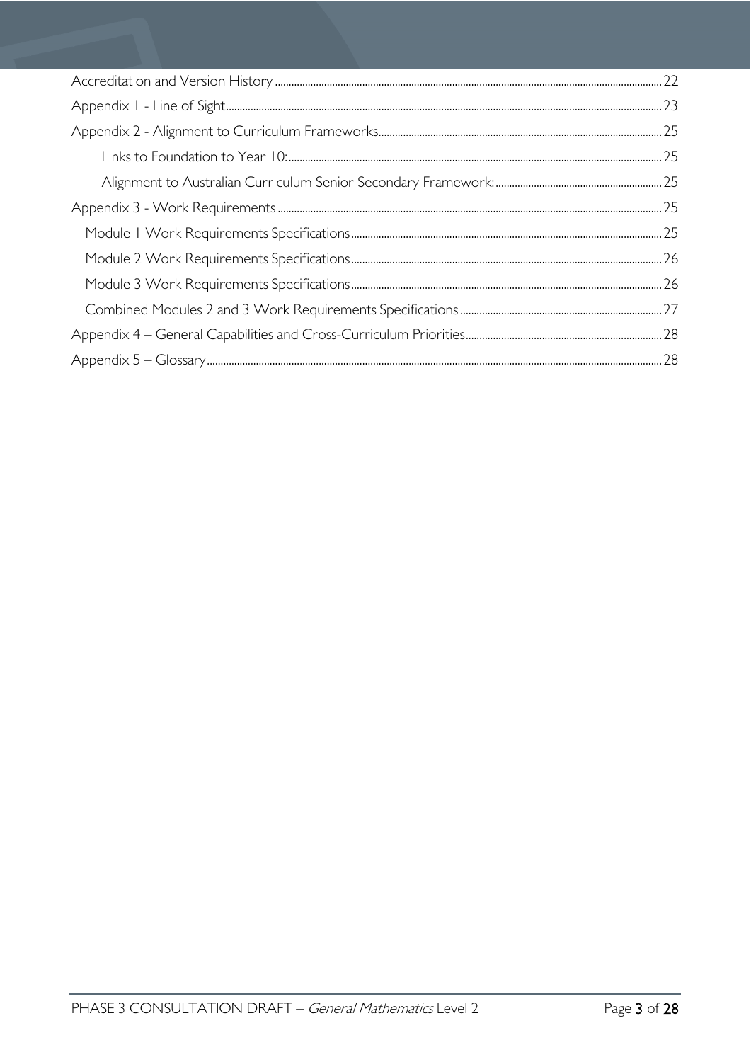Accreditation and Version History ... 22

Appendix 1 - Line of Sight ... 23

Appendix 2 - Alignment to Curriculum Frameworks ... 25

- Links to Foundation to Year 10: ... 25
- Alignment to Australian Curriculum Senior Secondary Framework: ... 25

Appendix 3 - Work Requirements ... 25

- Module 1 Work Requirements Specifications ... 25
- Module 2 Work Requirements Specifications ... 26
- Module 3 Work Requirements Specifications ... 26
- Combined Modules 2 and 3 Work Requirements Specifications ... 27

Appendix 4 – General Capabilities and Cross-Curriculum Priorities ... 28

Appendix 5 – Glossary ... 28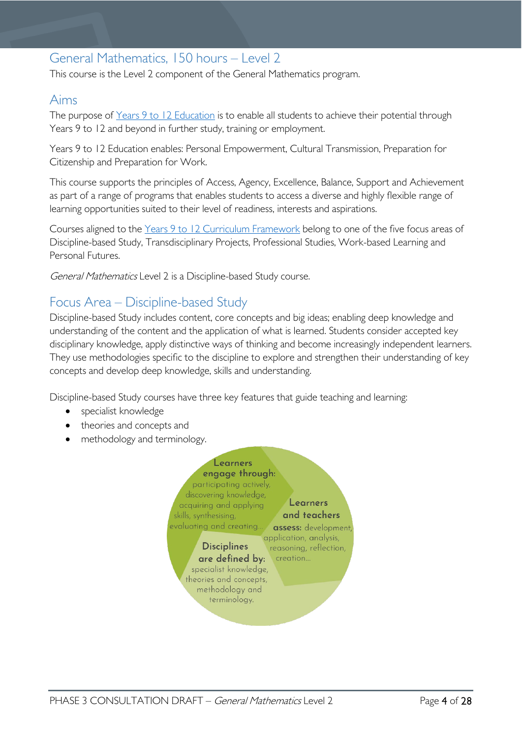## General Mathematics, 150 hours – Level 2

This course is the Level 2 component of the General Mathematics program.

## Aims

The purpose of Years 9 to 12 Education is to enable all students to achieve their potential through Years 9 to 12 and beyond in further study, training or employment.

Years 9 to 12 Education enables: Personal Empowerment, Cultural Transmission, Preparation for Citizenship and Preparation for Work.

This course supports the principles of Access, Agency, Excellence, Balance, Support and Achievement as part of a range of programs that enables students to access a diverse and highly flexible range of learning opportunities suited to their level of readiness, interests and aspirations.

Courses aligned to the Years 9 to 12 Curriculum Framework belong to one of the five focus areas of Discipline-based Study, Transdisciplinary Projects, Professional Studies, Work-based Learning and Personal Futures.

*General Mathematics* Level 2 is a Discipline-based Study course.

## Focus Area – Discipline-based Study

Discipline-based Study includes content, core concepts and big ideas; enabling deep knowledge and understanding of the content and the application of what is learned. Students consider accepted key disciplinary knowledge, apply distinctive ways of thinking and become increasingly independent learners. They use methodologies specific to the discipline to explore and strengthen their understanding of key concepts and develop deep knowledge, skills and understanding.

Discipline-based Study courses have three key features that guide teaching and learning:

- specialist knowledge
- theories and concepts and
- methodology and terminology.

**Learners engage through:** participating actively, discovering knowledge, acquiring and applying skills, synthesising, evaluating and creating…

**Learners and teachers assess:** development, application, analysis, reasoning, reflection, creation…

**Disciplines are defined by:** specialist knowledge, theories and concepts, methodology and terminology.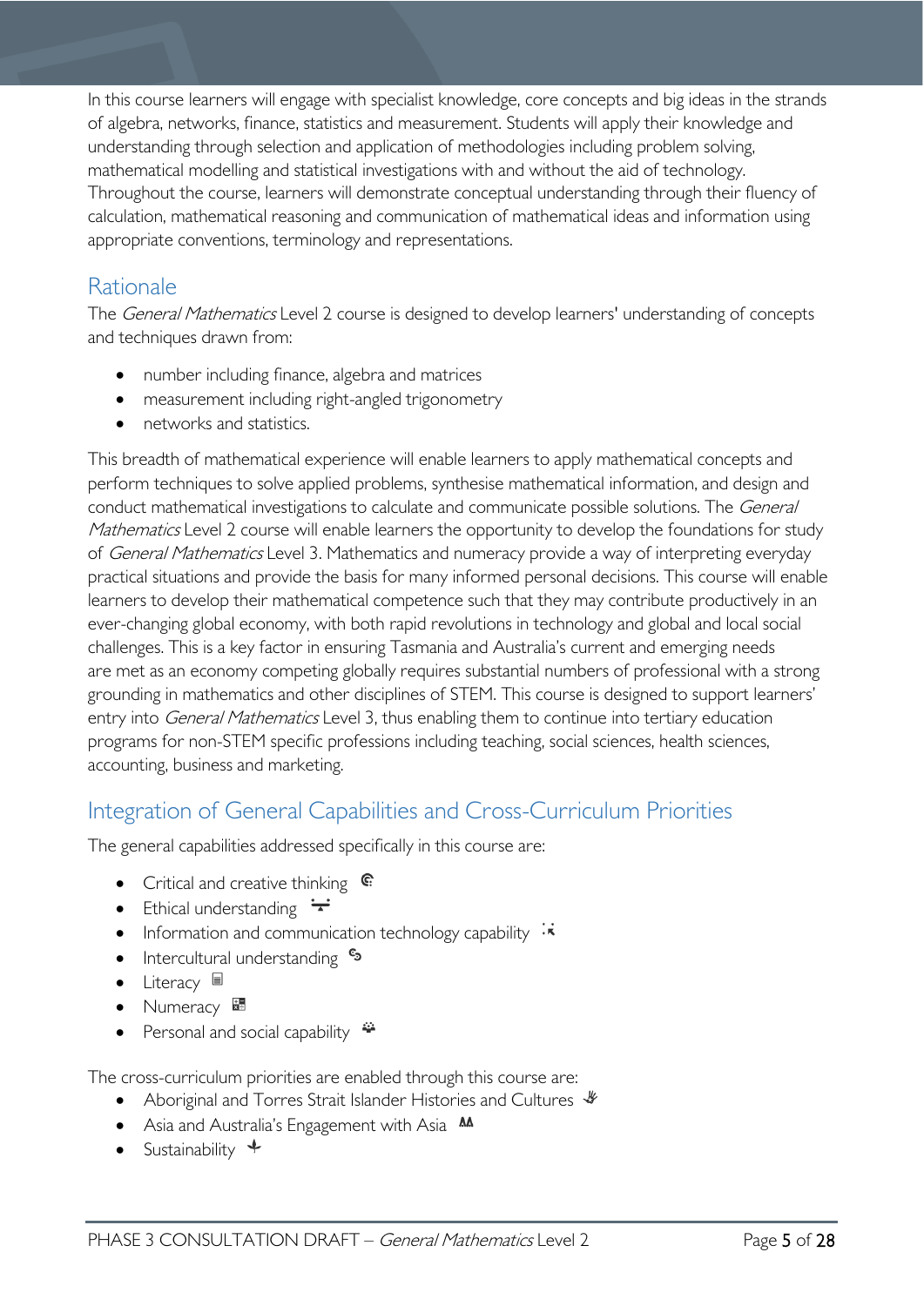In this course learners will engage with specialist knowledge, core concepts and big ideas in the strands of algebra, networks, finance, statistics and measurement. Students will apply their knowledge and understanding through selection and application of methodologies including problem solving, mathematical modelling and statistical investigations with and without the aid of technology. Throughout the course, learners will demonstrate conceptual understanding through their fluency of calculation, mathematical reasoning and communication of mathematical ideas and information using appropriate conventions, terminology and representations.

## Rationale

The *General Mathematics* Level 2 course is designed to develop learners' understanding of concepts and techniques drawn from:

- number including finance, algebra and matrices
- measurement including right-angled trigonometry
- networks and statistics.

This breadth of mathematical experience will enable learners to apply mathematical concepts and perform techniques to solve applied problems, synthesise mathematical information, and design and conduct mathematical investigations to calculate and communicate possible solutions. The *General Mathematics* Level 2 course will enable learners the opportunity to develop the foundations for study of *General Mathematics* Level 3. Mathematics and numeracy provide a way of interpreting everyday practical situations and provide the basis for many informed personal decisions. This course will enable learners to develop their mathematical competence such that they may contribute productively in an ever-changing global economy, with both rapid revolutions in technology and global and local social challenges. This is a key factor in ensuring Tasmania and Australia's current and emerging needs are met as an economy competing globally requires substantial numbers of professional with a strong grounding in mathematics and other disciplines of STEM. This course is designed to support learners' entry into *General Mathematics* Level 3, thus enabling them to continue into tertiary education programs for non-STEM specific professions including teaching, social sciences, health sciences, accounting, business and marketing.

## Integration of General Capabilities and Cross-Curriculum Priorities

The general capabilities addressed specifically in this course are:

- Critical and creative thinking
- Ethical understanding
- Information and communication technology capability
- Intercultural understanding
- Literacy
- Numeracy
- Personal and social capability

The cross-curriculum priorities are enabled through this course are:

- Aboriginal and Torres Strait Islander Histories and Cultures
- Asia and Australia's Engagement with Asia
- Sustainability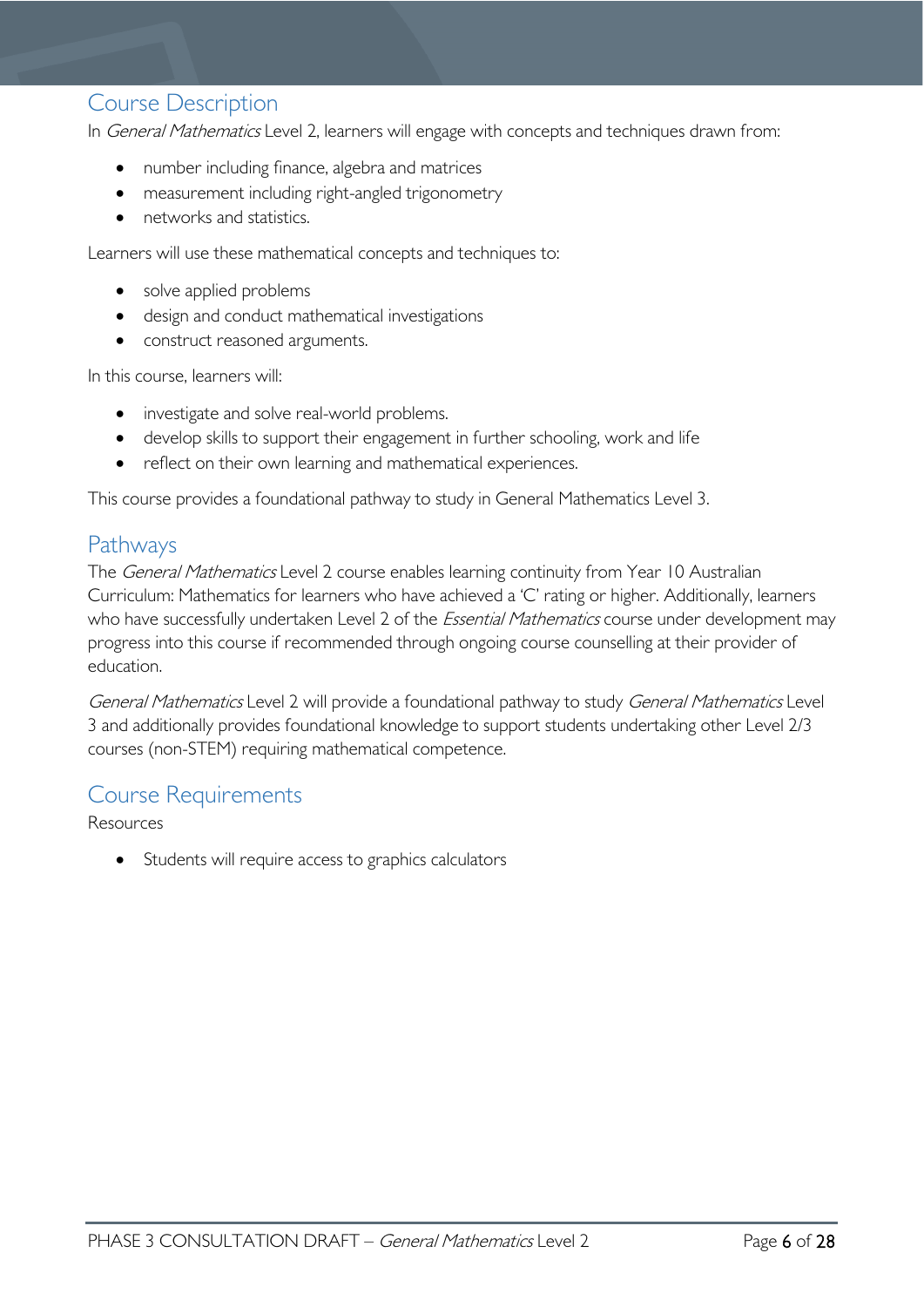## Course Description

In *General Mathematics* Level 2, learners will engage with concepts and techniques drawn from:

- number including finance, algebra and matrices
- measurement including right-angled trigonometry
- networks and statistics.

Learners will use these mathematical concepts and techniques to:

- solve applied problems
- design and conduct mathematical investigations
- construct reasoned arguments.

In this course, learners will:

- investigate and solve real-world problems.
- develop skills to support their engagement in further schooling, work and life
- reflect on their own learning and mathematical experiences.

This course provides a foundational pathway to study in General Mathematics Level 3.

## Pathways

The *General Mathematics* Level 2 course enables learning continuity from Year 10 Australian Curriculum: Mathematics for learners who have achieved a 'C' rating or higher. Additionally, learners who have successfully undertaken Level 2 of the *Essential Mathematics* course under development may progress into this course if recommended through ongoing course counselling at their provider of education.

*General Mathematics* Level 2 will provide a foundational pathway to study *General Mathematics* Level 3 and additionally provides foundational knowledge to support students undertaking other Level 2/3 courses (non-STEM) requiring mathematical competence.

## Course Requirements

Resources

- Students will require access to graphics calculators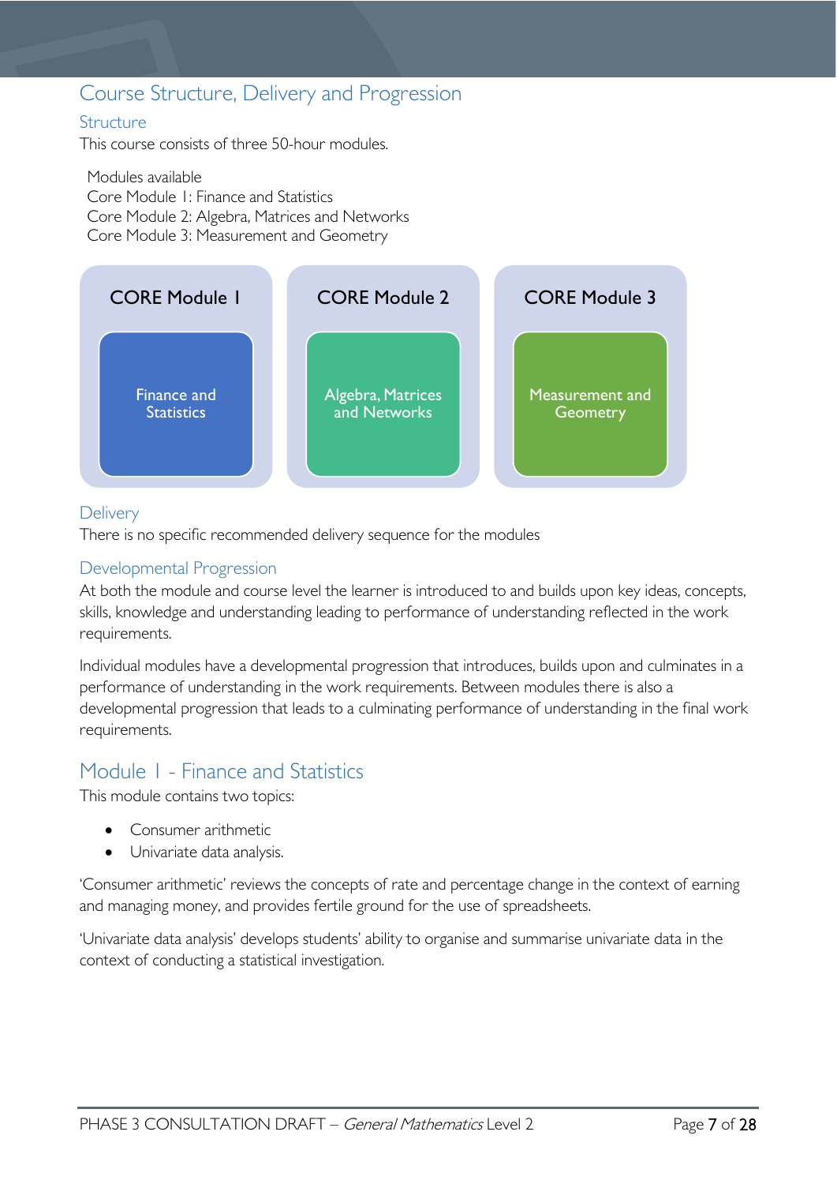# Course Structure, Delivery and Progression

## Structure

This course consists of three 50-hour modules.

Modules available
Core Module 1: Finance and Statistics
Core Module 2: Algebra, Matrices and Networks
Core Module 3: Measurement and Geometry

| CORE Module 1 | CORE Module 2 | CORE Module 3 |
|---|---|---|
| Finance and Statistics | Algebra, Matrices and Networks | Measurement and Geometry |

## Delivery

There is no specific recommended delivery sequence for the modules

## Developmental Progression

At both the module and course level the learner is introduced to and builds upon key ideas, concepts, skills, knowledge and understanding leading to performance of understanding reflected in the work requirements.

Individual modules have a developmental progression that introduces, builds upon and culminates in a performance of understanding in the work requirements. Between modules there is also a developmental progression that leads to a culminating performance of understanding in the final work requirements.

# Module 1 - Finance and Statistics

This module contains two topics:

- Consumer arithmetic
- Univariate data analysis.

'Consumer arithmetic' reviews the concepts of rate and percentage change in the context of earning and managing money, and provides fertile ground for the use of spreadsheets.

'Univariate data analysis' develops students' ability to organise and summarise univariate data in the context of conducting a statistical investigation.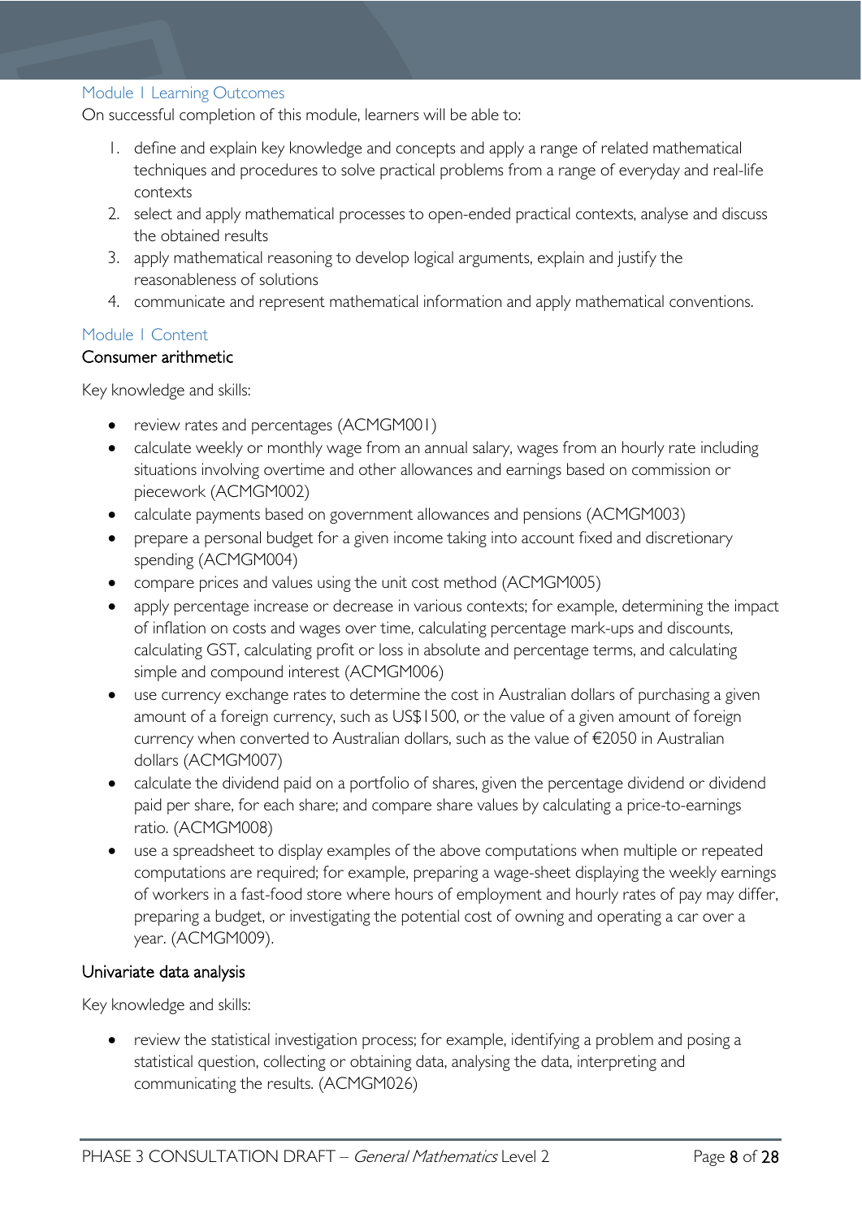### Module 1 Learning Outcomes

On successful completion of this module, learners will be able to:

1. define and explain key knowledge and concepts and apply a range of related mathematical techniques and procedures to solve practical problems from a range of everyday and real-life contexts
2. select and apply mathematical processes to open-ended practical contexts, analyse and discuss the obtained results
3. apply mathematical reasoning to develop logical arguments, explain and justify the reasonableness of solutions
4. communicate and represent mathematical information and apply mathematical conventions.

### Module 1 Content

#### Consumer arithmetic

Key knowledge and skills:

- review rates and percentages (ACMGM001)
- calculate weekly or monthly wage from an annual salary, wages from an hourly rate including situations involving overtime and other allowances and earnings based on commission or piecework (ACMGM002)
- calculate payments based on government allowances and pensions (ACMGM003)
- prepare a personal budget for a given income taking into account fixed and discretionary spending (ACMGM004)
- compare prices and values using the unit cost method (ACMGM005)
- apply percentage increase or decrease in various contexts; for example, determining the impact of inflation on costs and wages over time, calculating percentage mark-ups and discounts, calculating GST, calculating profit or loss in absolute and percentage terms, and calculating simple and compound interest (ACMGM006)
- use currency exchange rates to determine the cost in Australian dollars of purchasing a given amount of a foreign currency, such as US$1500, or the value of a given amount of foreign currency when converted to Australian dollars, such as the value of €2050 in Australian dollars (ACMGM007)
- calculate the dividend paid on a portfolio of shares, given the percentage dividend or dividend paid per share, for each share; and compare share values by calculating a price-to-earnings ratio. (ACMGM008)
- use a spreadsheet to display examples of the above computations when multiple or repeated computations are required; for example, preparing a wage-sheet displaying the weekly earnings of workers in a fast-food store where hours of employment and hourly rates of pay may differ, preparing a budget, or investigating the potential cost of owning and operating a car over a year. (ACMGM009).

#### Univariate data analysis

Key knowledge and skills:

- review the statistical investigation process; for example, identifying a problem and posing a statistical question, collecting or obtaining data, analysing the data, interpreting and communicating the results. (ACMGM026)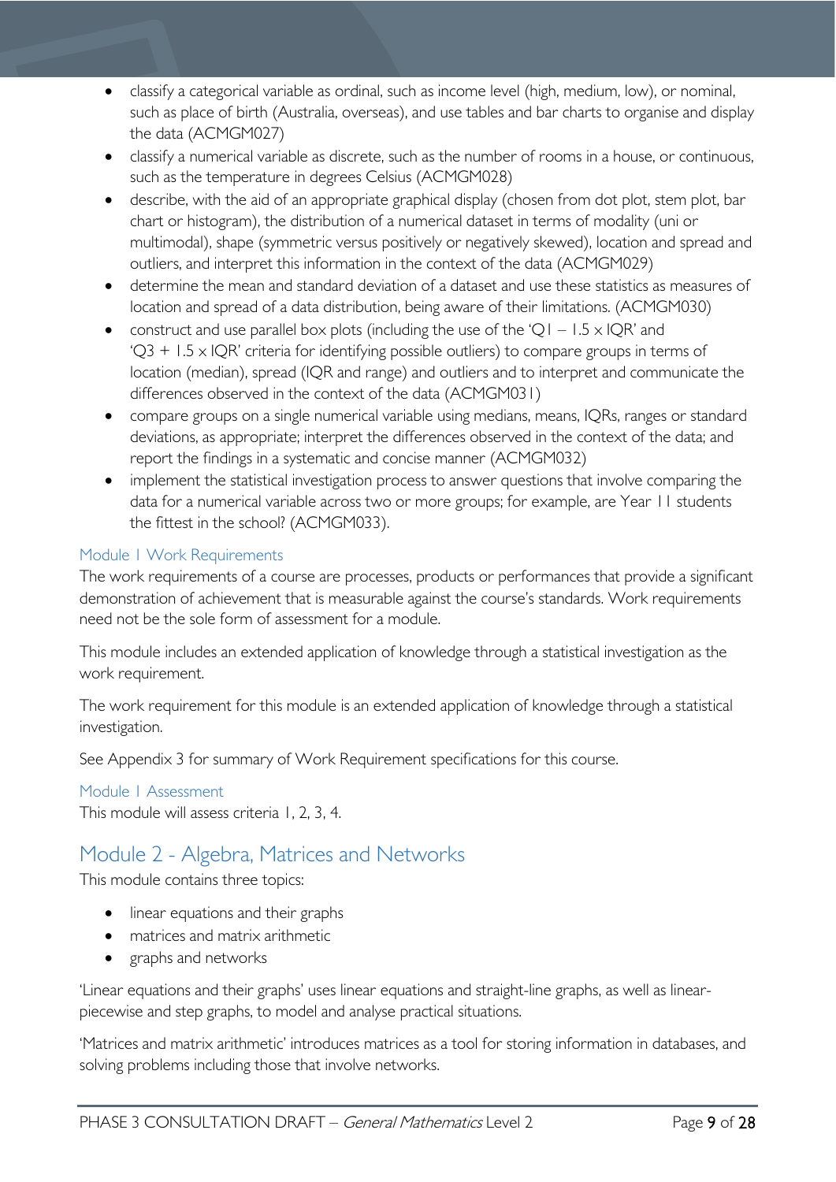- classify a categorical variable as ordinal, such as income level (high, medium, low), or nominal, such as place of birth (Australia, overseas), and use tables and bar charts to organise and display the data (ACMGM027)
- classify a numerical variable as discrete, such as the number of rooms in a house, or continuous, such as the temperature in degrees Celsius (ACMGM028)
- describe, with the aid of an appropriate graphical display (chosen from dot plot, stem plot, bar chart or histogram), the distribution of a numerical dataset in terms of modality (uni or multimodal), shape (symmetric versus positively or negatively skewed), location and spread and outliers, and interpret this information in the context of the data (ACMGM029)
- determine the mean and standard deviation of a dataset and use these statistics as measures of location and spread of a data distribution, being aware of their limitations. (ACMGM030)
- construct and use parallel box plots (including the use of the '$Q1 - 1.5 \times IQR$' and '$Q3 + 1.5 \times IQR$' criteria for identifying possible outliers) to compare groups in terms of location (median), spread (IQR and range) and outliers and to interpret and communicate the differences observed in the context of the data (ACMGM031)
- compare groups on a single numerical variable using medians, means, IQRs, ranges or standard deviations, as appropriate; interpret the differences observed in the context of the data; and report the findings in a systematic and concise manner (ACMGM032)
- implement the statistical investigation process to answer questions that involve comparing the data for a numerical variable across two or more groups; for example, are Year 11 students the fittest in the school? (ACMGM033).

### Module 1 Work Requirements

The work requirements of a course are processes, products or performances that provide a significant demonstration of achievement that is measurable against the course's standards. Work requirements need not be the sole form of assessment for a module.

This module includes an extended application of knowledge through a statistical investigation as the work requirement.

The work requirement for this module is an extended application of knowledge through a statistical investigation.

See Appendix 3 for summary of Work Requirement specifications for this course.

### Module 1 Assessment

This module will assess criteria 1, 2, 3, 4.

## Module 2 - Algebra, Matrices and Networks

This module contains three topics:

- linear equations and their graphs
- matrices and matrix arithmetic
- graphs and networks

'Linear equations and their graphs' uses linear equations and straight-line graphs, as well as linear-piecewise and step graphs, to model and analyse practical situations.

'Matrices and matrix arithmetic' introduces matrices as a tool for storing information in databases, and solving problems including those that involve networks.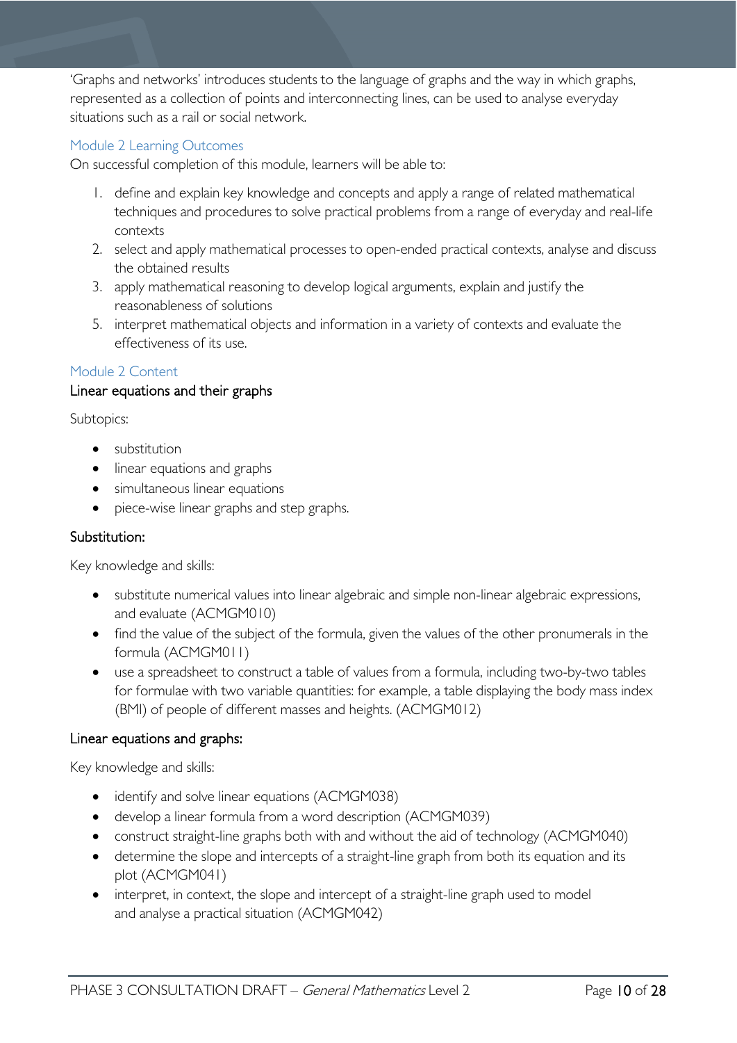'Graphs and networks' introduces students to the language of graphs and the way in which graphs, represented as a collection of points and interconnecting lines, can be used to analyse everyday situations such as a rail or social network.

### Module 2 Learning Outcomes

On successful completion of this module, learners will be able to:

1. define and explain key knowledge and concepts and apply a range of related mathematical techniques and procedures to solve practical problems from a range of everyday and real-life contexts
2. select and apply mathematical processes to open-ended practical contexts, analyse and discuss the obtained results
3. apply mathematical reasoning to develop logical arguments, explain and justify the reasonableness of solutions

5. interpret mathematical objects and information in a variety of contexts and evaluate the effectiveness of its use.

### Module 2 Content

#### Linear equations and their graphs

Subtopics:

- substitution
- linear equations and graphs
- simultaneous linear equations
- piece-wise linear graphs and step graphs.

#### Substitution:

Key knowledge and skills:

- substitute numerical values into linear algebraic and simple non-linear algebraic expressions, and evaluate (ACMGM010)
- find the value of the subject of the formula, given the values of the other pronumerals in the formula (ACMGM011)
- use a spreadsheet to construct a table of values from a formula, including two-by-two tables for formulae with two variable quantities: for example, a table displaying the body mass index (BMI) of people of different masses and heights. (ACMGM012)

#### Linear equations and graphs:

Key knowledge and skills:

- identify and solve linear equations (ACMGM038)
- develop a linear formula from a word description (ACMGM039)
- construct straight-line graphs both with and without the aid of technology (ACMGM040)
- determine the slope and intercepts of a straight-line graph from both its equation and its plot (ACMGM041)
- interpret, in context, the slope and intercept of a straight-line graph used to model and analyse a practical situation (ACMGM042)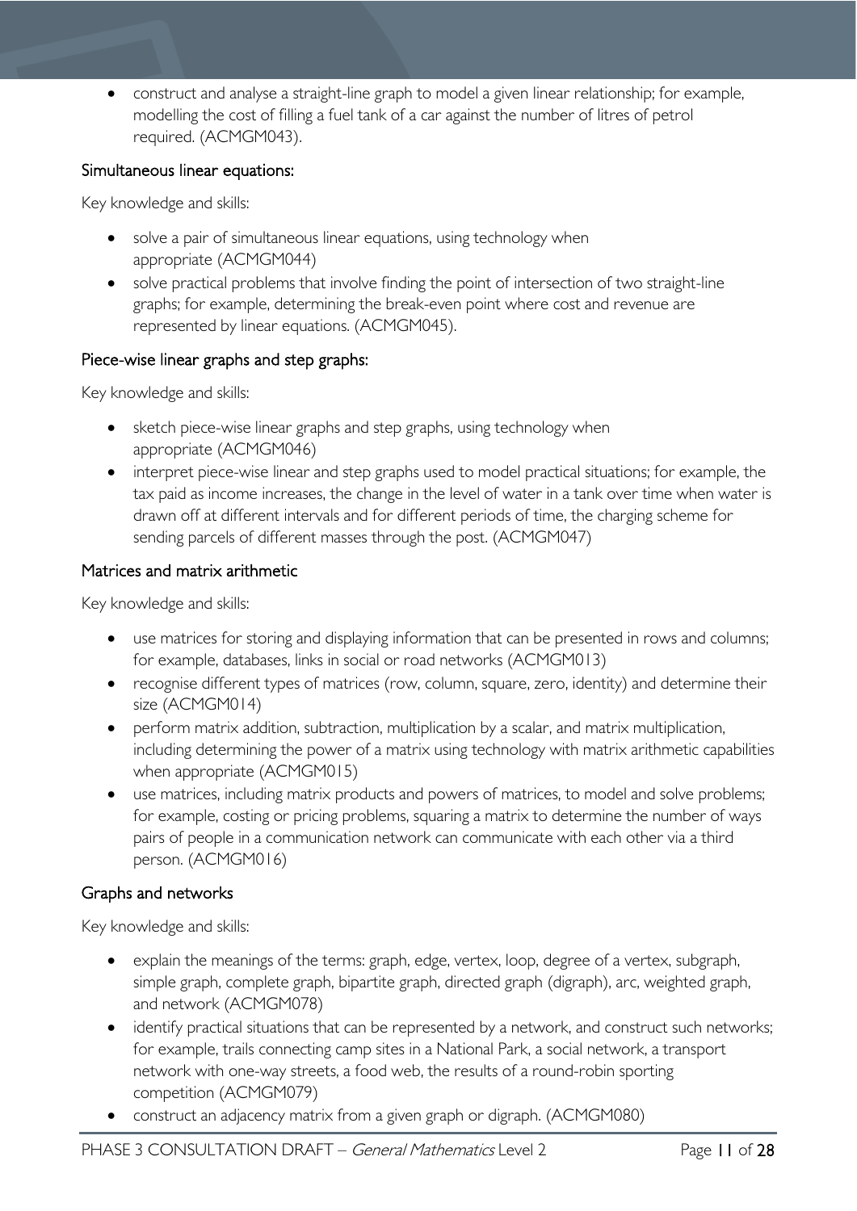- construct and analyse a straight-line graph to model a given linear relationship; for example, modelling the cost of filling a fuel tank of a car against the number of litres of petrol required. (ACMGM043).

### Simultaneous linear equations:

Key knowledge and skills:

- solve a pair of simultaneous linear equations, using technology when appropriate (ACMGM044)
- solve practical problems that involve finding the point of intersection of two straight-line graphs; for example, determining the break-even point where cost and revenue are represented by linear equations. (ACMGM045).

### Piece-wise linear graphs and step graphs:

Key knowledge and skills:

- sketch piece-wise linear graphs and step graphs, using technology when appropriate (ACMGM046)
- interpret piece-wise linear and step graphs used to model practical situations; for example, the tax paid as income increases, the change in the level of water in a tank over time when water is drawn off at different intervals and for different periods of time, the charging scheme for sending parcels of different masses through the post. (ACMGM047)

### Matrices and matrix arithmetic

Key knowledge and skills:

- use matrices for storing and displaying information that can be presented in rows and columns; for example, databases, links in social or road networks (ACMGM013)
- recognise different types of matrices (row, column, square, zero, identity) and determine their size (ACMGM014)
- perform matrix addition, subtraction, multiplication by a scalar, and matrix multiplication, including determining the power of a matrix using technology with matrix arithmetic capabilities when appropriate (ACMGM015)
- use matrices, including matrix products and powers of matrices, to model and solve problems; for example, costing or pricing problems, squaring a matrix to determine the number of ways pairs of people in a communication network can communicate with each other via a third person. (ACMGM016)

### Graphs and networks

Key knowledge and skills:

- explain the meanings of the terms: graph, edge, vertex, loop, degree of a vertex, subgraph, simple graph, complete graph, bipartite graph, directed graph (digraph), arc, weighted graph, and network (ACMGM078)
- identify practical situations that can be represented by a network, and construct such networks; for example, trails connecting camp sites in a National Park, a social network, a transport network with one-way streets, a food web, the results of a round-robin sporting competition (ACMGM079)
- construct an adjacency matrix from a given graph or digraph. (ACMGM080)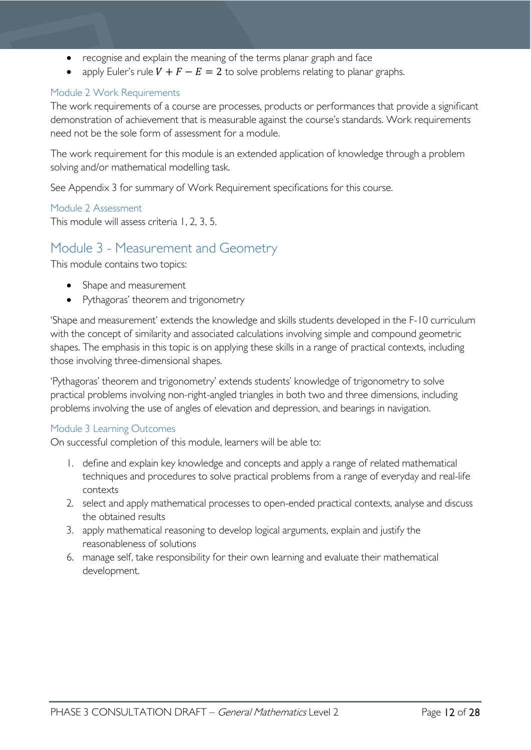- recognise and explain the meaning of the terms planar graph and face
- apply Euler's rule $V + F - E = 2$ to solve problems relating to planar graphs.

### Module 2 Work Requirements

The work requirements of a course are processes, products or performances that provide a significant demonstration of achievement that is measurable against the course's standards. Work requirements need not be the sole form of assessment for a module.

The work requirement for this module is an extended application of knowledge through a problem solving and/or mathematical modelling task.

See Appendix 3 for summary of Work Requirement specifications for this course.

### Module 2 Assessment

This module will assess criteria 1, 2, 3, 5.

## Module 3 - Measurement and Geometry

This module contains two topics:

- Shape and measurement
- Pythagoras' theorem and trigonometry

'Shape and measurement' extends the knowledge and skills students developed in the F-10 curriculum with the concept of similarity and associated calculations involving simple and compound geometric shapes. The emphasis in this topic is on applying these skills in a range of practical contexts, including those involving three-dimensional shapes.

'Pythagoras' theorem and trigonometry' extends students' knowledge of trigonometry to solve practical problems involving non-right-angled triangles in both two and three dimensions, including problems involving the use of angles of elevation and depression, and bearings in navigation.

### Module 3 Learning Outcomes

On successful completion of this module, learners will be able to:

1. define and explain key knowledge and concepts and apply a range of related mathematical techniques and procedures to solve practical problems from a range of everyday and real-life contexts
2. select and apply mathematical processes to open-ended practical contexts, analyse and discuss the obtained results
3. apply mathematical reasoning to develop logical arguments, explain and justify the reasonableness of solutions

6. manage self, take responsibility for their own learning and evaluate their mathematical development.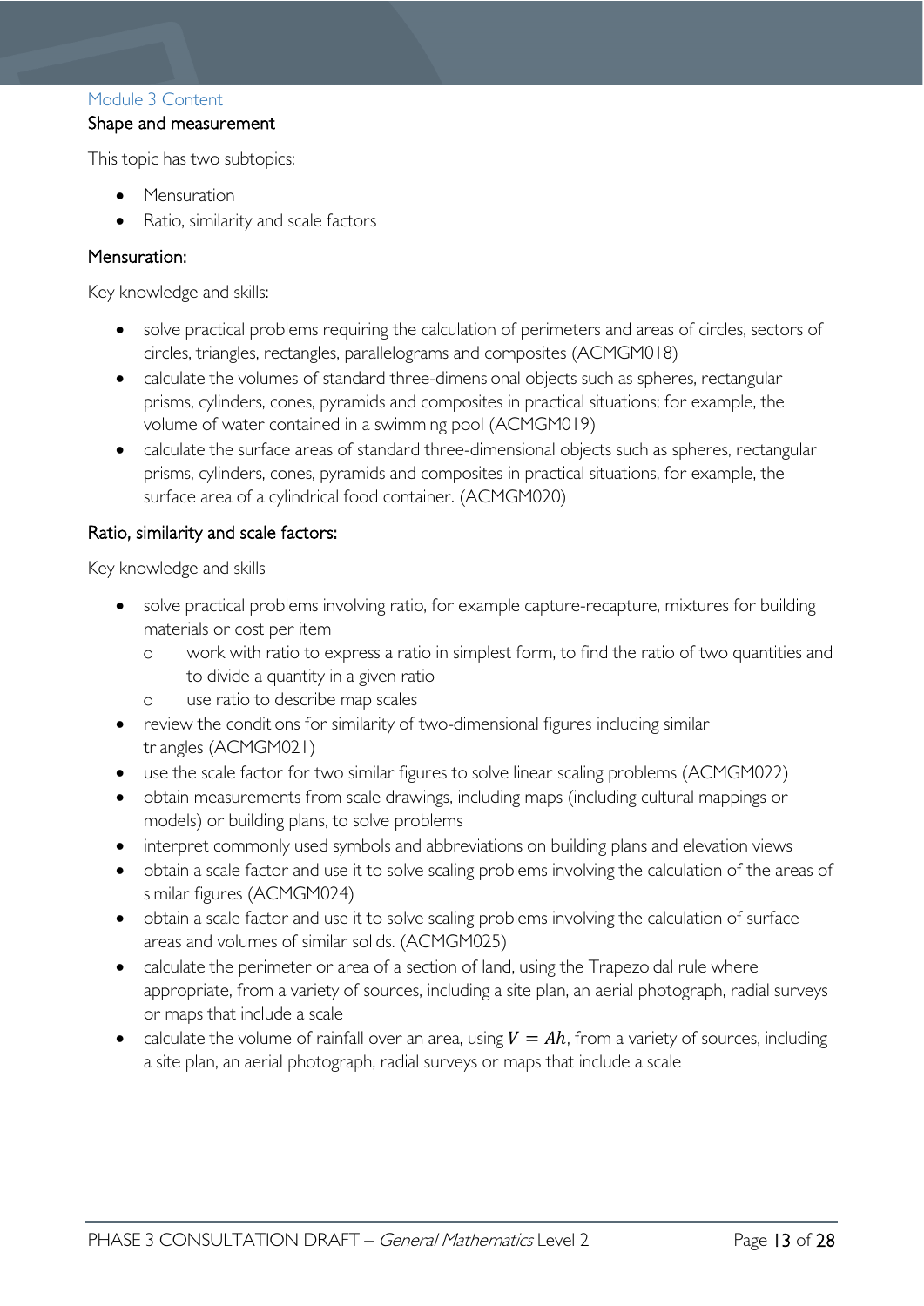## Module 3 Content

### Shape and measurement

This topic has two subtopics:

- Mensuration
- Ratio, similarity and scale factors

### Mensuration:

Key knowledge and skills:

- solve practical problems requiring the calculation of perimeters and areas of circles, sectors of circles, triangles, rectangles, parallelograms and composites (ACMGM018)
- calculate the volumes of standard three-dimensional objects such as spheres, rectangular prisms, cylinders, cones, pyramids and composites in practical situations; for example, the volume of water contained in a swimming pool (ACMGM019)
- calculate the surface areas of standard three-dimensional objects such as spheres, rectangular prisms, cylinders, cones, pyramids and composites in practical situations, for example, the surface area of a cylindrical food container. (ACMGM020)

### Ratio, similarity and scale factors:

Key knowledge and skills

- solve practical problems involving ratio, for example capture-recapture, mixtures for building materials or cost per item
  - work with ratio to express a ratio in simplest form, to find the ratio of two quantities and to divide a quantity in a given ratio
  - use ratio to describe map scales
- review the conditions for similarity of two-dimensional figures including similar triangles (ACMGM021)
- use the scale factor for two similar figures to solve linear scaling problems (ACMGM022)
- obtain measurements from scale drawings, including maps (including cultural mappings or models) or building plans, to solve problems
- interpret commonly used symbols and abbreviations on building plans and elevation views
- obtain a scale factor and use it to solve scaling problems involving the calculation of the areas of similar figures (ACMGM024)
- obtain a scale factor and use it to solve scaling problems involving the calculation of surface areas and volumes of similar solids. (ACMGM025)
- calculate the perimeter or area of a section of land, using the Trapezoidal rule where appropriate, from a variety of sources, including a site plan, an aerial photograph, radial surveys or maps that include a scale
- calculate the volume of rainfall over an area, using $V = Ah$, from a variety of sources, including a site plan, an aerial photograph, radial surveys or maps that include a scale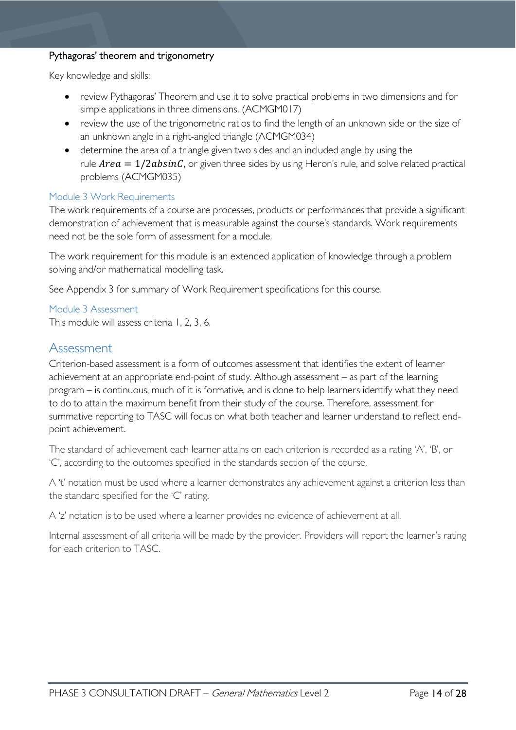#### Pythagoras' theorem and trigonometry

Key knowledge and skills:

- review Pythagoras' Theorem and use it to solve practical problems in two dimensions and for simple applications in three dimensions. (ACMGM017)
- review the use of the trigonometric ratios to find the length of an unknown side or the size of an unknown angle in a right-angled triangle (ACMGM034)
- determine the area of a triangle given two sides and an included angle by using the rule $Area = 1/2 absinC$, or given three sides by using Heron's rule, and solve related practical problems (ACMGM035)

### Module 3 Work Requirements

The work requirements of a course are processes, products or performances that provide a significant demonstration of achievement that is measurable against the course's standards. Work requirements need not be the sole form of assessment for a module.

The work requirement for this module is an extended application of knowledge through a problem solving and/or mathematical modelling task.

See Appendix 3 for summary of Work Requirement specifications for this course.

### Module 3 Assessment

This module will assess criteria 1, 2, 3, 6.

## Assessment

Criterion-based assessment is a form of outcomes assessment that identifies the extent of learner achievement at an appropriate end-point of study. Although assessment – as part of the learning program – is continuous, much of it is formative, and is done to help learners identify what they need to do to attain the maximum benefit from their study of the course. Therefore, assessment for summative reporting to TASC will focus on what both teacher and learner understand to reflect end-point achievement.

The standard of achievement each learner attains on each criterion is recorded as a rating 'A', 'B', or 'C', according to the outcomes specified in the standards section of the course.

A 't' notation must be used where a learner demonstrates any achievement against a criterion less than the standard specified for the 'C' rating.

A 'z' notation is to be used where a learner provides no evidence of achievement at all.

Internal assessment of all criteria will be made by the provider. Providers will report the learner's rating for each criterion to TASC.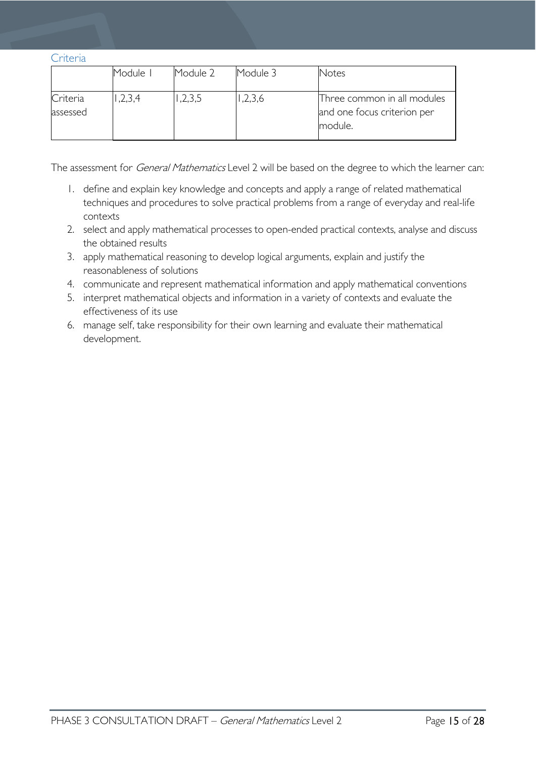### Criteria

| | Module 1 | Module 2 | Module 3 | Notes |
|---|---|---|---|---|
| Criteria assessed | 1,2,3,4 | 1,2,3,5 | 1,2,3,6 | Three common in all modules and one focus criterion per module. |

The assessment for *General Mathematics* Level 2 will be based on the degree to which the learner can:

1. define and explain key knowledge and concepts and apply a range of related mathematical techniques and procedures to solve practical problems from a range of everyday and real-life contexts
2. select and apply mathematical processes to open-ended practical contexts, analyse and discuss the obtained results
3. apply mathematical reasoning to develop logical arguments, explain and justify the reasonableness of solutions
4. communicate and represent mathematical information and apply mathematical conventions
5. interpret mathematical objects and information in a variety of contexts and evaluate the effectiveness of its use
6. manage self, take responsibility for their own learning and evaluate their mathematical development.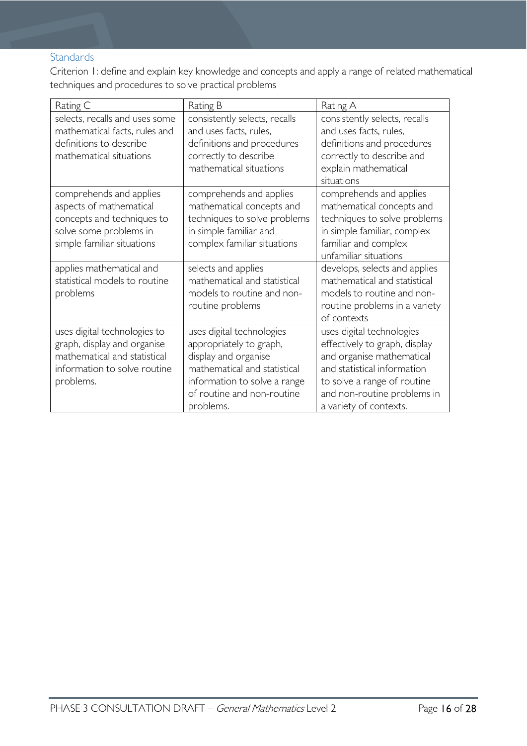### Standards

Criterion 1: define and explain key knowledge and concepts and apply a range of related mathematical techniques and procedures to solve practical problems

| Rating C | Rating B | Rating A |
|---|---|---|
| selects, recalls and uses some mathematical facts, rules and definitions to describe mathematical situations | consistently selects, recalls and uses facts, rules, definitions and procedures correctly to describe mathematical situations | consistently selects, recalls and uses facts, rules, definitions and procedures correctly to describe and explain mathematical situations |
| comprehends and applies aspects of mathematical concepts and techniques to solve some problems in simple familiar situations | comprehends and applies mathematical concepts and techniques to solve problems in simple familiar and complex familiar situations | comprehends and applies mathematical concepts and techniques to solve problems in simple familiar, complex familiar and complex unfamiliar situations |
| applies mathematical and statistical models to routine problems | selects and applies mathematical and statistical models to routine and non-routine problems | develops, selects and applies mathematical and statistical models to routine and non-routine problems in a variety of contexts |
| uses digital technologies to graph, display and organise mathematical and statistical information to solve routine problems. | uses digital technologies appropriately to graph, display and organise mathematical and statistical information to solve a range of routine and non-routine problems. | uses digital technologies effectively to graph, display and organise mathematical and statistical information to solve a range of routine and non-routine problems in a variety of contexts. |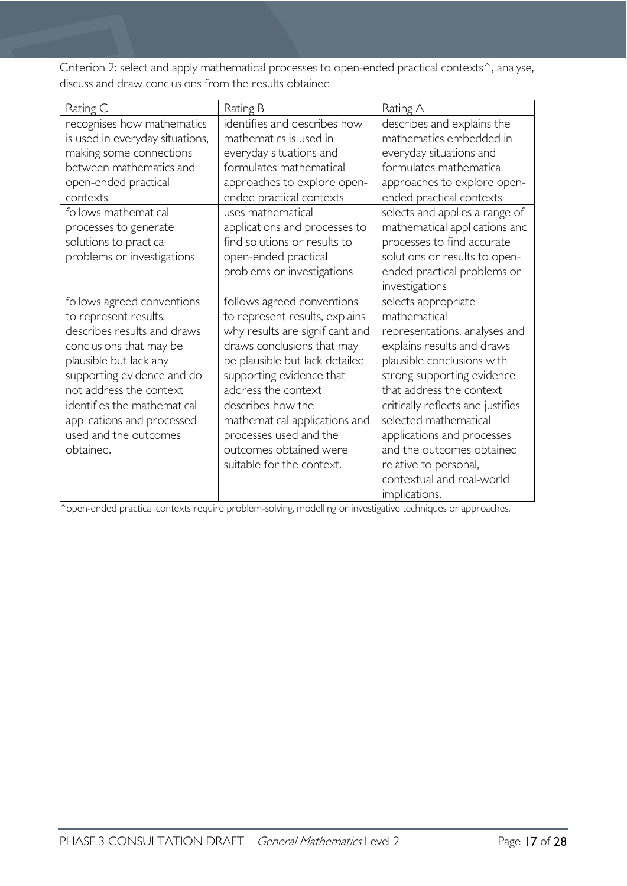Criterion 2: select and apply mathematical processes to open-ended practical contexts^, analyse, discuss and draw conclusions from the results obtained

| Rating C | Rating B | Rating A |
| --- | --- | --- |
| recognises how mathematics is used in everyday situations, making some connections between mathematics and open-ended practical contexts | identifies and describes how mathematics is used in everyday situations and formulates mathematical approaches to explore open-ended practical contexts | describes and explains the mathematics embedded in everyday situations and formulates mathematical approaches to explore open-ended practical contexts |
| follows mathematical processes to generate solutions to practical problems or investigations | uses mathematical applications and processes to find solutions or results to open-ended practical problems or investigations | selects and applies a range of mathematical applications and processes to find accurate solutions or results to open-ended practical problems or investigations |
| follows agreed conventions to represent results, describes results and draws conclusions that may be plausible but lack any supporting evidence and do not address the context | follows agreed conventions to represent results, explains why results are significant and draws conclusions that may be plausible but lack detailed supporting evidence that address the context | selects appropriate mathematical representations, analyses and explains results and draws plausible conclusions with strong supporting evidence that address the context |
| identifies the mathematical applications and processed used and the outcomes obtained. | describes how the mathematical applications and processes used and the outcomes obtained were suitable for the context. | critically reflects and justifies selected mathematical applications and processes and the outcomes obtained relative to personal, contextual and real-world implications. |

^open-ended practical contexts require problem-solving, modelling or investigative techniques or approaches.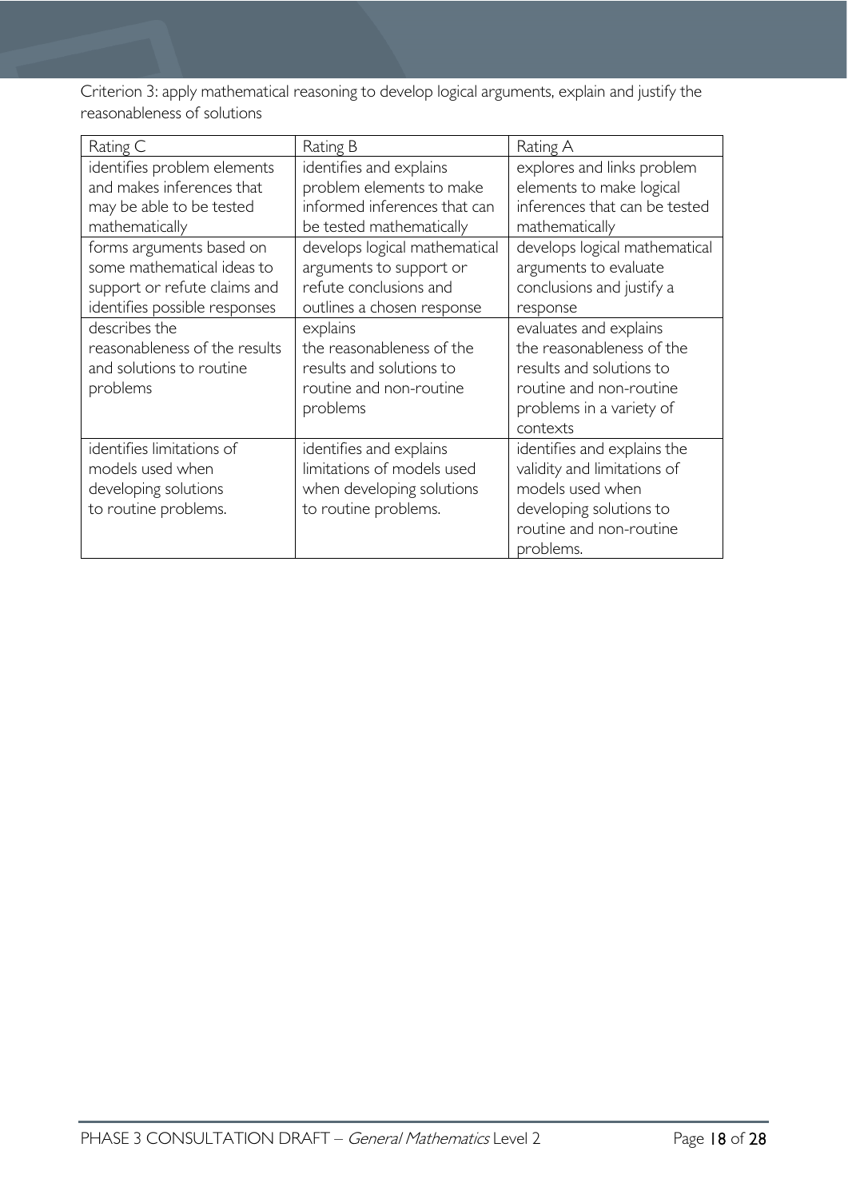Criterion 3: apply mathematical reasoning to develop logical arguments, explain and justify the reasonableness of solutions

| Rating C | Rating B | Rating A |
| --- | --- | --- |
| identifies problem elements and makes inferences that may be able to be tested mathematically | identifies and explains problem elements to make informed inferences that can be tested mathematically | explores and links problem elements to make logical inferences that can be tested mathematically |
| forms arguments based on some mathematical ideas to support or refute claims and identifies possible responses | develops logical mathematical arguments to support or refute conclusions and outlines a chosen response | develops logical mathematical arguments to evaluate conclusions and justify a response |
| describes the reasonableness of the results and solutions to routine problems | explains the reasonableness of the results and solutions to routine and non-routine problems | evaluates and explains the reasonableness of the results and solutions to routine and non-routine problems in a variety of contexts |
| identifies limitations of models used when developing solutions to routine problems. | identifies and explains limitations of models used when developing solutions to routine problems. | identifies and explains the validity and limitations of models used when developing solutions to routine and non-routine problems. |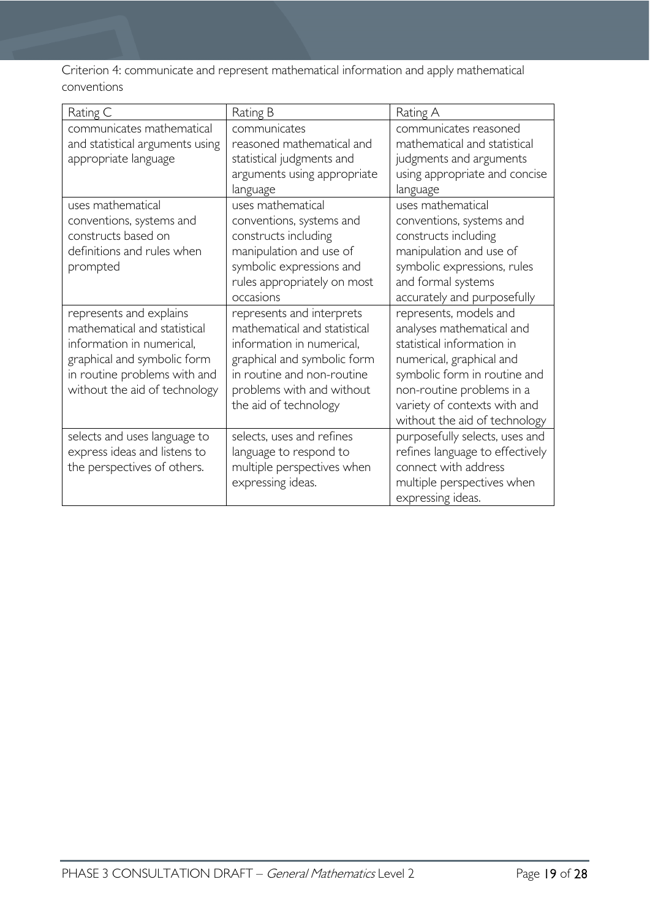Criterion 4: communicate and represent mathematical information and apply mathematical conventions

| Rating C | Rating B | Rating A |
|---|---|---|
| communicates mathematical and statistical arguments using appropriate language | communicates reasoned mathematical and statistical judgments and arguments using appropriate language | communicates reasoned mathematical and statistical judgments and arguments using appropriate and concise language |
| uses mathematical conventions, systems and constructs based on definitions and rules when prompted | uses mathematical conventions, systems and constructs including manipulation and use of symbolic expressions and rules appropriately on most occasions | uses mathematical conventions, systems and constructs including manipulation and use of symbolic expressions, rules and formal systems accurately and purposefully |
| represents and explains mathematical and statistical information in numerical, graphical and symbolic form in routine problems with and without the aid of technology | represents and interprets mathematical and statistical information in numerical, graphical and symbolic form in routine and non-routine problems with and without the aid of technology | represents, models and analyses mathematical and statistical information in numerical, graphical and symbolic form in routine and non-routine problems in a variety of contexts with and without the aid of technology |
| selects and uses language to express ideas and listens to the perspectives of others. | selects, uses and refines language to respond to multiple perspectives when expressing ideas. | purposefully selects, uses and refines language to effectively connect with address multiple perspectives when expressing ideas. |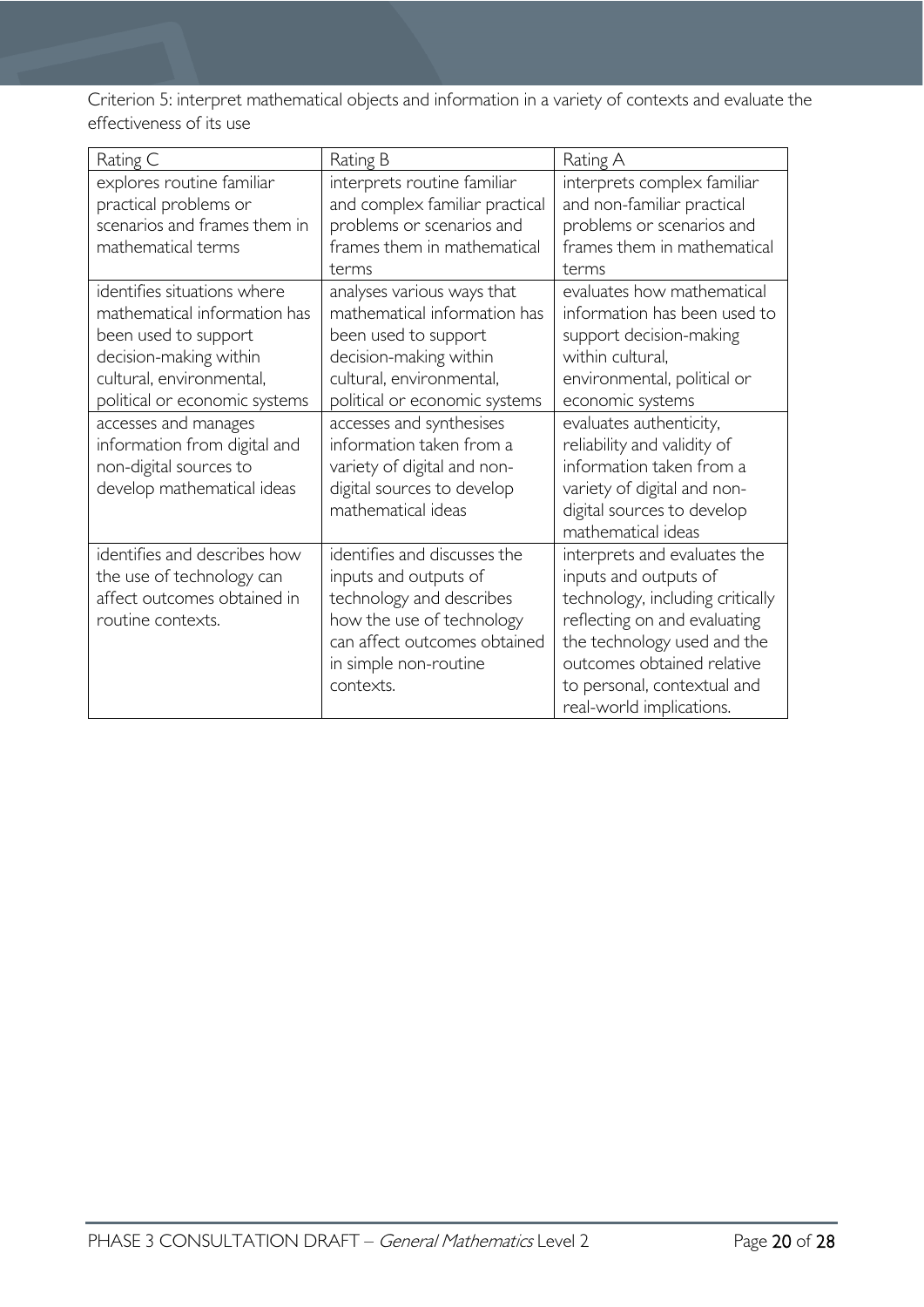Criterion 5: interpret mathematical objects and information in a variety of contexts and evaluate the effectiveness of its use

| Rating C | Rating B | Rating A |
| --- | --- | --- |
| explores routine familiar practical problems or scenarios and frames them in mathematical terms | interprets routine familiar and complex familiar practical problems or scenarios and frames them in mathematical terms | interprets complex familiar and non-familiar practical problems or scenarios and frames them in mathematical terms |
| identifies situations where mathematical information has been used to support decision-making within cultural, environmental, political or economic systems | analyses various ways that mathematical information has been used to support decision-making within cultural, environmental, political or economic systems | evaluates how mathematical information has been used to support decision-making within cultural, environmental, political or economic systems |
| accesses and manages information from digital and non-digital sources to develop mathematical ideas | accesses and synthesises information taken from a variety of digital and non-digital sources to develop mathematical ideas | evaluates authenticity, reliability and validity of information taken from a variety of digital and non-digital sources to develop mathematical ideas |
| identifies and describes how the use of technology can affect outcomes obtained in routine contexts. | identifies and discusses the inputs and outputs of technology and describes how the use of technology can affect outcomes obtained in simple non-routine contexts. | interprets and evaluates the inputs and outputs of technology, including critically reflecting on and evaluating the technology used and the outcomes obtained relative to personal, contextual and real-world implications. |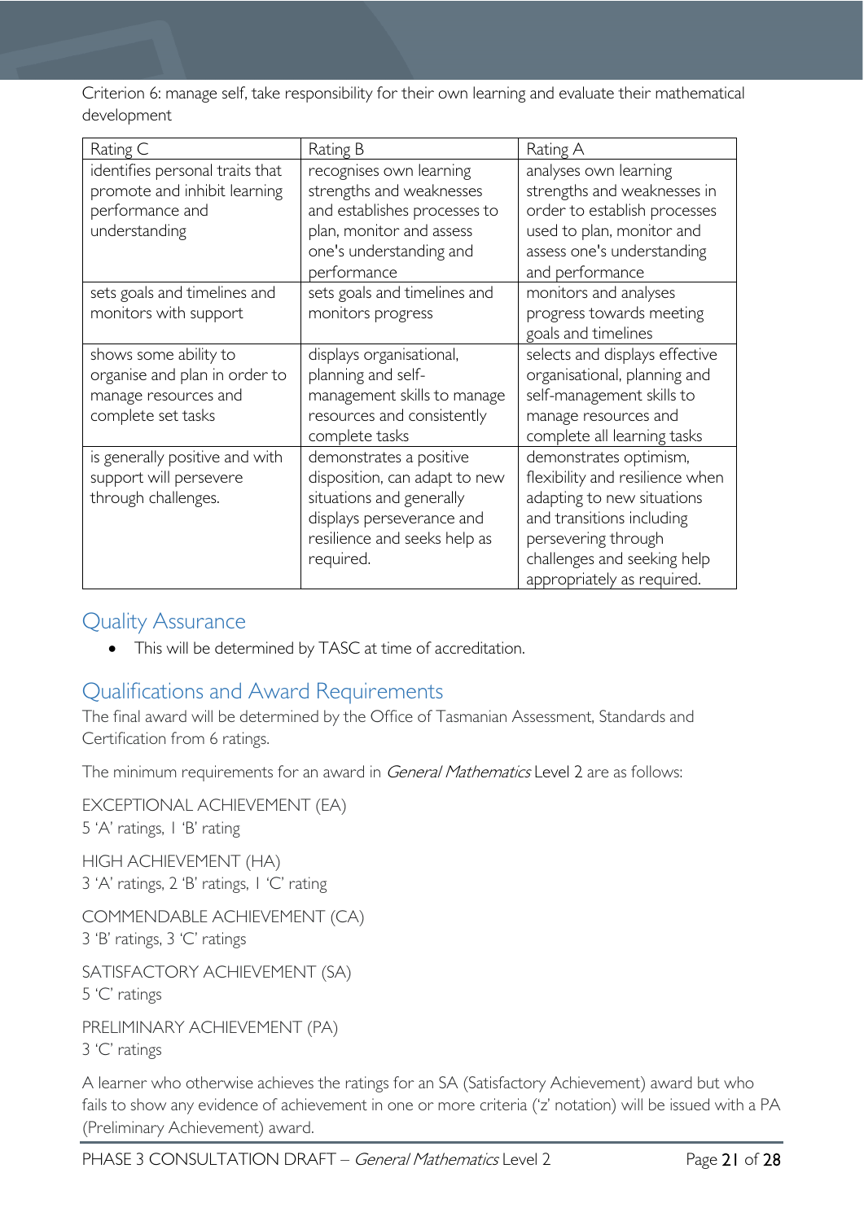Criterion 6: manage self, take responsibility for their own learning and evaluate their mathematical development

| Rating C | Rating B | Rating A |
|---|---|---|
| identifies personal traits that promote and inhibit learning performance and understanding | recognises own learning strengths and weaknesses and establishes processes to plan, monitor and assess one's understanding and performance | analyses own learning strengths and weaknesses in order to establish processes used to plan, monitor and assess one's understanding and performance |
| sets goals and timelines and monitors with support | sets goals and timelines and monitors progress | monitors and analyses progress towards meeting goals and timelines |
| shows some ability to organise and plan in order to manage resources and complete set tasks | displays organisational, planning and self-management skills to manage resources and consistently complete tasks | selects and displays effective organisational, planning and self-management skills to manage resources and complete all learning tasks |
| is generally positive and with support will persevere through challenges. | demonstrates a positive disposition, can adapt to new situations and generally displays perseverance and resilience and seeks help as required. | demonstrates optimism, flexibility and resilience when adapting to new situations and transitions including persevering through challenges and seeking help appropriately as required. |

## Quality Assurance

- This will be determined by TASC at time of accreditation.

## Qualifications and Award Requirements

The final award will be determined by the Office of Tasmanian Assessment, Standards and Certification from 6 ratings.

The minimum requirements for an award in *General Mathematics* Level 2 are as follows:

EXCEPTIONAL ACHIEVEMENT (EA)
5 'A' ratings, 1 'B' rating

HIGH ACHIEVEMENT (HA)
3 'A' ratings, 2 'B' ratings, 1 'C' rating

COMMENDABLE ACHIEVEMENT (CA)
3 'B' ratings, 3 'C' ratings

SATISFACTORY ACHIEVEMENT (SA)
5 'C' ratings

PRELIMINARY ACHIEVEMENT (PA)
3 'C' ratings

A learner who otherwise achieves the ratings for an SA (Satisfactory Achievement) award but who fails to show any evidence of achievement in one or more criteria ('z' notation) will be issued with a PA (Preliminary Achievement) award.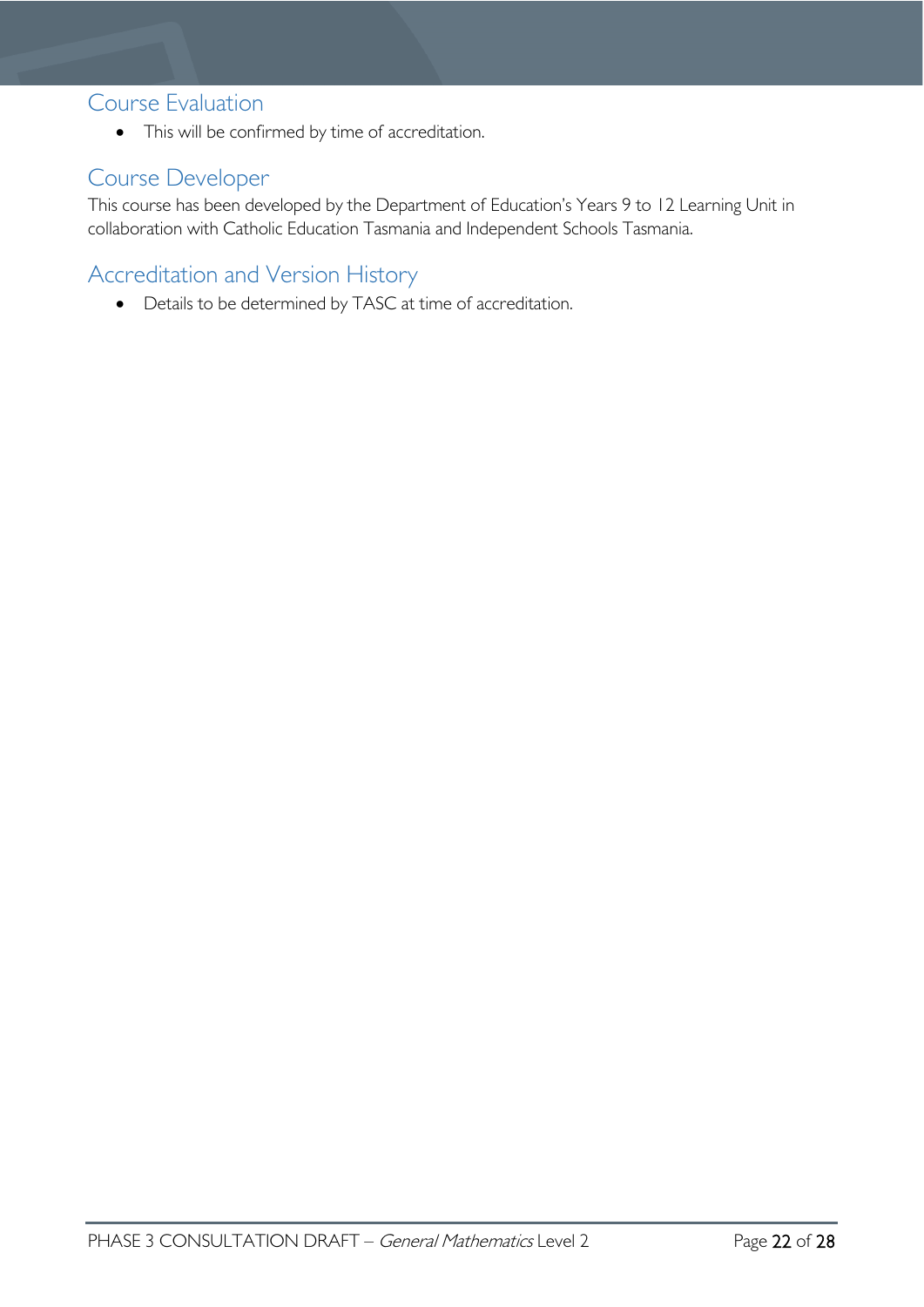## Course Evaluation

- This will be confirmed by time of accreditation.

## Course Developer

This course has been developed by the Department of Education's Years 9 to 12 Learning Unit in collaboration with Catholic Education Tasmania and Independent Schools Tasmania.

## Accreditation and Version History

- Details to be determined by TASC at time of accreditation.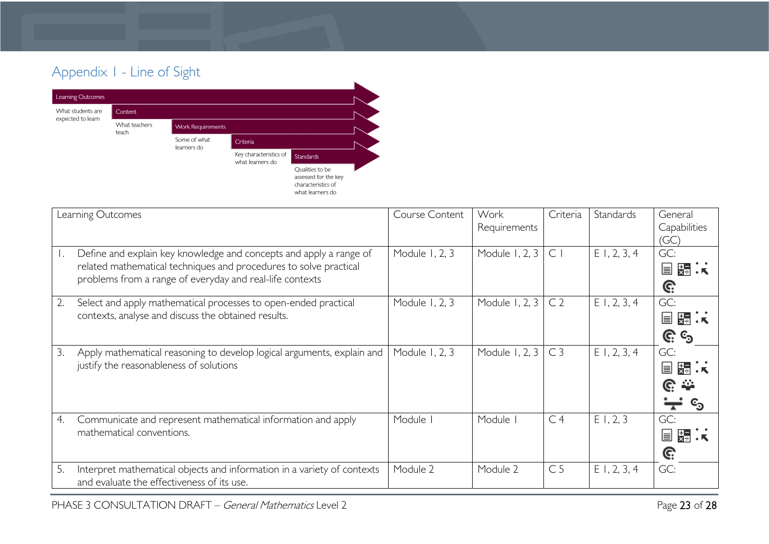## Appendix 1 - Line of Sight

Learning Outcomes — What students are expected to learn

Content — What teachers teach

Work Requirements — Some of what learners do

Criteria — Key characteristics of what learners do

Standards — Qualities to be assessed for the key characteristics of what learners do

| Learning Outcomes | Course Content | Work Requirements | Criteria | Standards | General Capabilities (GC) |
|---|---|---|---|---|---|
| 1. Define and explain key knowledge and concepts and apply a range of related mathematical techniques and procedures to solve practical problems from a range of everyday and real-life contexts | Module 1, 2, 3 | Module 1, 2, 3 | C 1 | E 1, 2, 3, 4 | GC: |
| 2. Select and apply mathematical processes to open-ended practical contexts, analyse and discuss the obtained results. | Module 1, 2, 3 | Module 1, 2, 3 | C 2 | E 1, 2, 3, 4 | GC: |
| 3. Apply mathematical reasoning to develop logical arguments, explain and justify the reasonableness of solutions | Module 1, 2, 3 | Module 1, 2, 3 | C 3 | E 1, 2, 3, 4 | GC: |
| 4. Communicate and represent mathematical information and apply mathematical conventions. | Module 1 | Module 1 | C 4 | E 1, 2, 3 | GC: |
| 5. Interpret mathematical objects and information in a variety of contexts and evaluate the effectiveness of its use. | Module 2 | Module 2 | C 5 | E 1, 2, 3, 4 | GC: |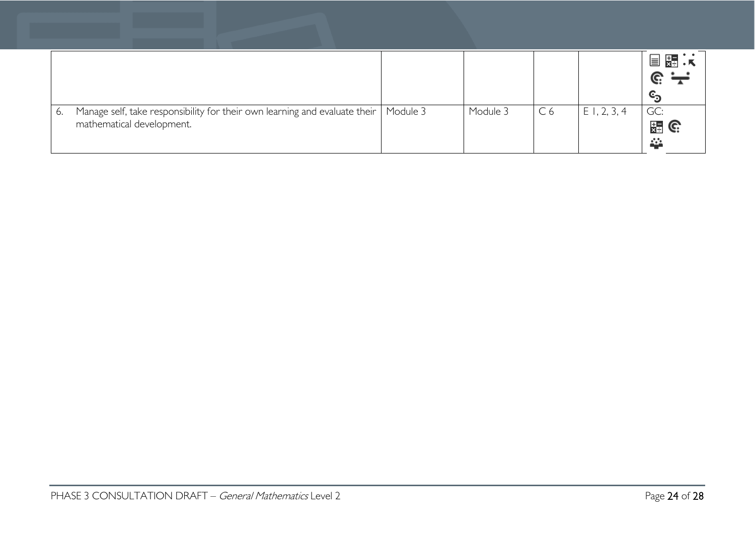| | | | | | |
|---|---|---|---|---|---|
| | | | | | |
| 6. Manage self, take responsibility for their own learning and evaluate their mathematical development. | Module 3 | Module 3 | C 6 | E 1, 2, 3, 4 | GC: |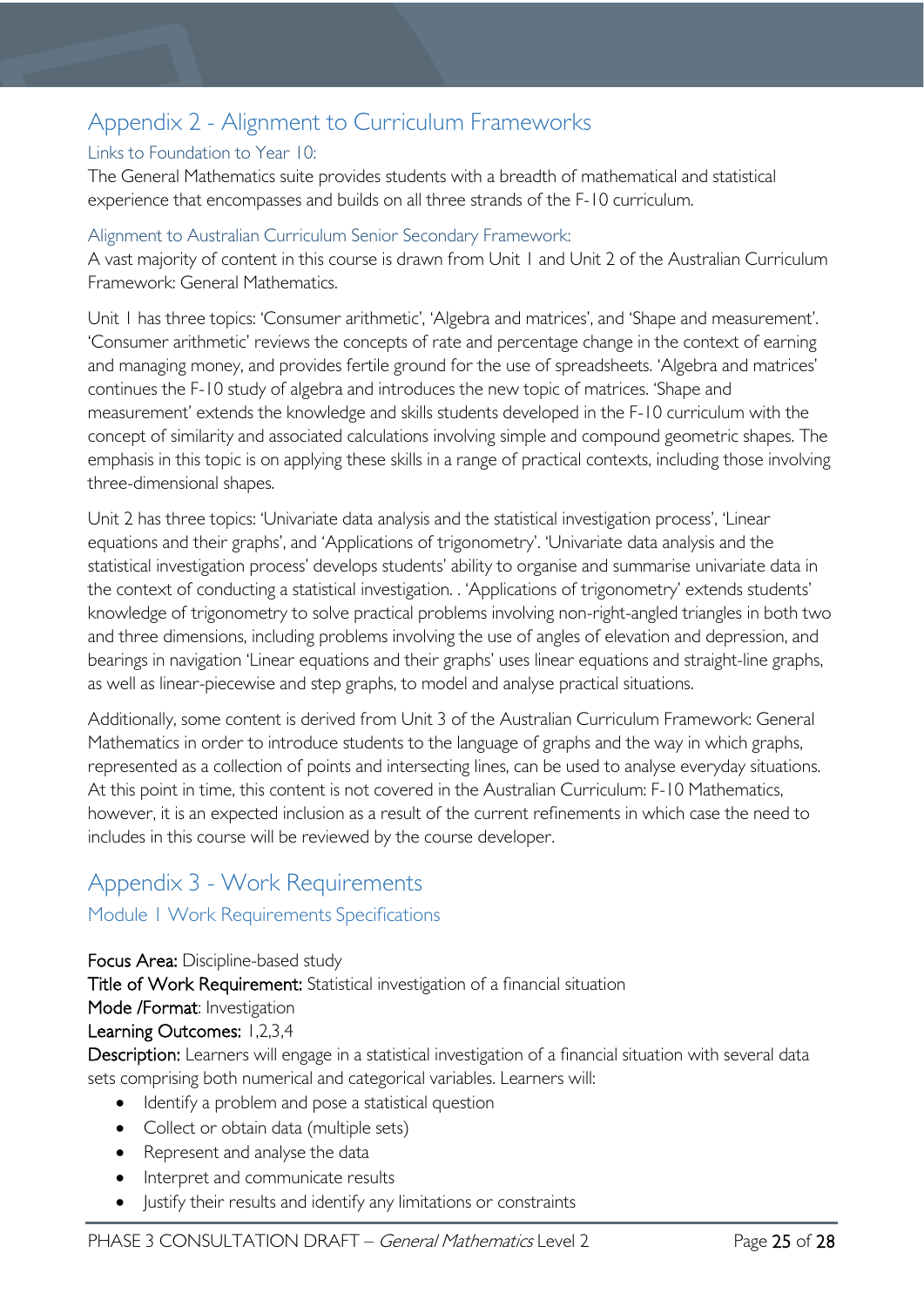## Appendix 2 - Alignment to Curriculum Frameworks

### Links to Foundation to Year 10:

The General Mathematics suite provides students with a breadth of mathematical and statistical experience that encompasses and builds on all three strands of the F-10 curriculum.

### Alignment to Australian Curriculum Senior Secondary Framework:

A vast majority of content in this course is drawn from Unit 1 and Unit 2 of the Australian Curriculum Framework: General Mathematics.

Unit 1 has three topics: 'Consumer arithmetic', 'Algebra and matrices', and 'Shape and measurement'. 'Consumer arithmetic' reviews the concepts of rate and percentage change in the context of earning and managing money, and provides fertile ground for the use of spreadsheets. 'Algebra and matrices' continues the F-10 study of algebra and introduces the new topic of matrices. 'Shape and measurement' extends the knowledge and skills students developed in the F-10 curriculum with the concept of similarity and associated calculations involving simple and compound geometric shapes. The emphasis in this topic is on applying these skills in a range of practical contexts, including those involving three-dimensional shapes.

Unit 2 has three topics: 'Univariate data analysis and the statistical investigation process', 'Linear equations and their graphs', and 'Applications of trigonometry'. 'Univariate data analysis and the statistical investigation process' develops students' ability to organise and summarise univariate data in the context of conducting a statistical investigation. . 'Applications of trigonometry' extends students' knowledge of trigonometry to solve practical problems involving non-right-angled triangles in both two and three dimensions, including problems involving the use of angles of elevation and depression, and bearings in navigation 'Linear equations and their graphs' uses linear equations and straight-line graphs, as well as linear-piecewise and step graphs, to model and analyse practical situations.

Additionally, some content is derived from Unit 3 of the Australian Curriculum Framework: General Mathematics in order to introduce students to the language of graphs and the way in which graphs, represented as a collection of points and intersecting lines, can be used to analyse everyday situations. At this point in time, this content is not covered in the Australian Curriculum: F-10 Mathematics, however, it is an expected inclusion as a result of the current refinements in which case the need to includes in this course will be reviewed by the course developer.

## Appendix 3 - Work Requirements

### Module 1 Work Requirements Specifications

**Focus Area:** Discipline-based study

**Title of Work Requirement:** Statistical investigation of a financial situation

**Mode /Format**: Investigation

**Learning Outcomes:** 1,2,3,4

**Description:** Learners will engage in a statistical investigation of a financial situation with several data sets comprising both numerical and categorical variables. Learners will:

- Identify a problem and pose a statistical question
- Collect or obtain data (multiple sets)
- Represent and analyse the data
- Interpret and communicate results
- Justify their results and identify any limitations or constraints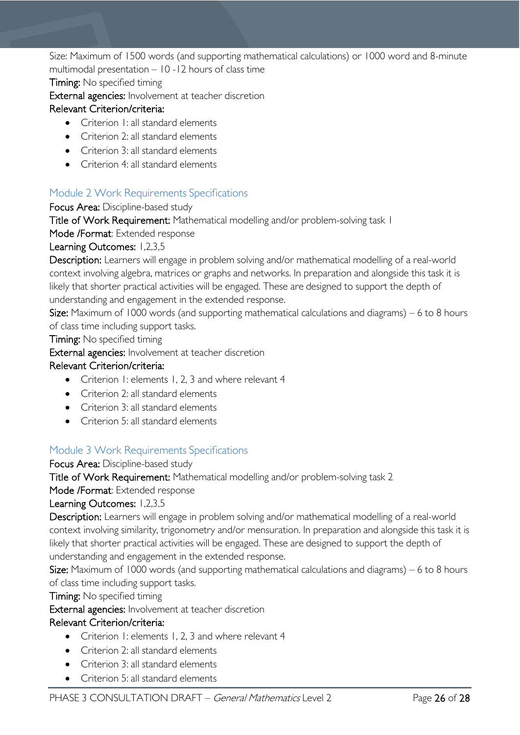Size: Maximum of 1500 words (and supporting mathematical calculations) or 1000 word and 8-minute multimodal presentation – 10 -12 hours of class time

**Timing:** No specified timing

**External agencies:** Involvement at teacher discretion

**Relevant Criterion/criteria:**

- Criterion 1: all standard elements
- Criterion 2: all standard elements
- Criterion 3: all standard elements
- Criterion 4: all standard elements

## Module 2 Work Requirements Specifications

**Focus Area:** Discipline-based study

**Title of Work Requirement:** Mathematical modelling and/or problem-solving task 1

**Mode /Format**: Extended response

**Learning Outcomes:** 1,2,3,5

**Description:** Learners will engage in problem solving and/or mathematical modelling of a real-world context involving algebra, matrices or graphs and networks. In preparation and alongside this task it is likely that shorter practical activities will be engaged. These are designed to support the depth of understanding and engagement in the extended response.

**Size:** Maximum of 1000 words (and supporting mathematical calculations and diagrams) – 6 to 8 hours of class time including support tasks.

**Timing:** No specified timing

**External agencies:** Involvement at teacher discretion

**Relevant Criterion/criteria:**

- Criterion 1: elements 1, 2, 3 and where relevant 4
- Criterion 2: all standard elements
- Criterion 3: all standard elements
- Criterion 5: all standard elements

## Module 3 Work Requirements Specifications

**Focus Area:** Discipline-based study

**Title of Work Requirement:** Mathematical modelling and/or problem-solving task 2

**Mode /Format**: Extended response

**Learning Outcomes:** 1,2,3,5

**Description:** Learners will engage in problem solving and/or mathematical modelling of a real-world context involving similarity, trigonometry and/or mensuration. In preparation and alongside this task it is likely that shorter practical activities will be engaged. These are designed to support the depth of understanding and engagement in the extended response.

**Size:** Maximum of 1000 words (and supporting mathematical calculations and diagrams) – 6 to 8 hours of class time including support tasks.

**Timing:** No specified timing

**External agencies:** Involvement at teacher discretion

**Relevant Criterion/criteria:**

- Criterion 1: elements 1, 2, 3 and where relevant 4
- Criterion 2: all standard elements
- Criterion 3: all standard elements
- Criterion 5: all standard elements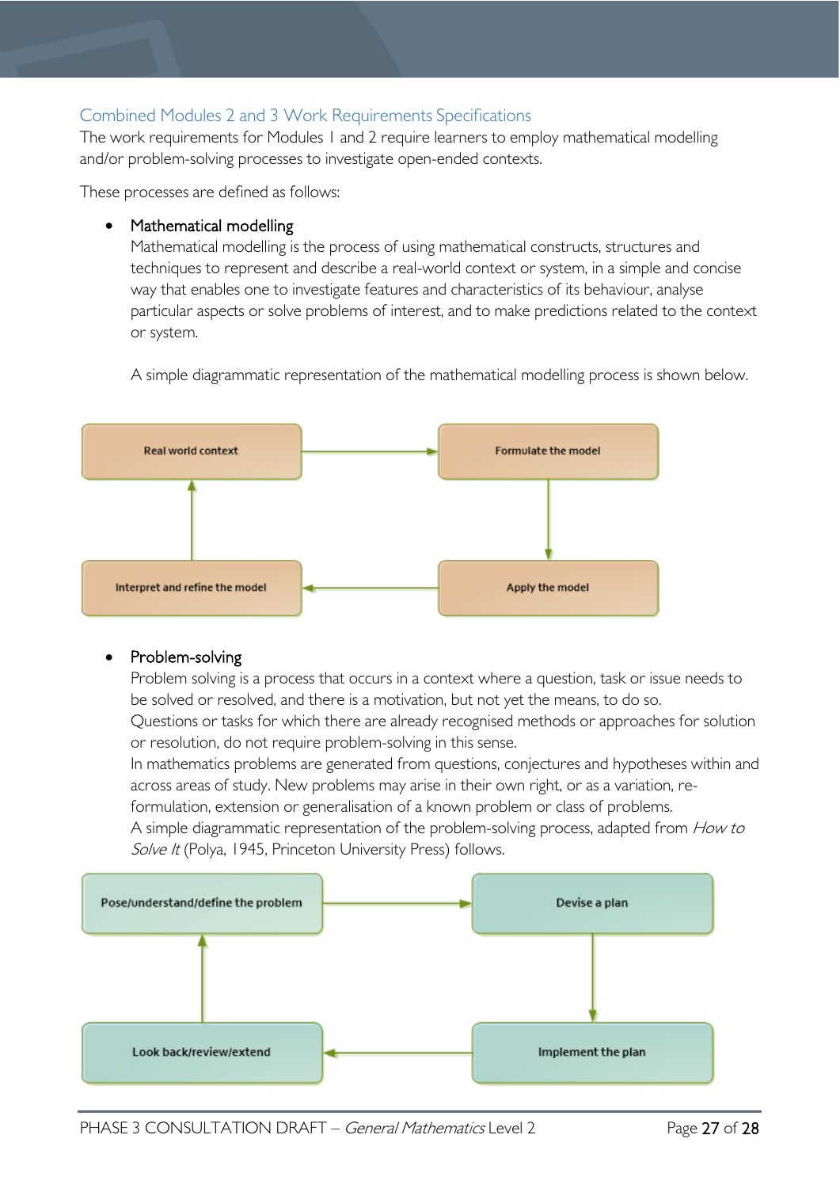## Combined Modules 2 and 3 Work Requirements Specifications

The work requirements for Modules 1 and 2 require learners to employ mathematical modelling and/or problem-solving processes to investigate open-ended contexts.

These processes are defined as follows:

- Mathematical modelling

  Mathematical modelling is the process of using mathematical constructs, structures and techniques to represent and describe a real-world context or system, in a simple and concise way that enables one to investigate features and characteristics of its behaviour, analyse particular aspects or solve problems of interest, and to make predictions related to the context or system.

  A simple diagrammatic representation of the mathematical modelling process is shown below.

Real world context → Formulate the model → Apply the model → Interpret and refine the model → Real world context

- Problem-solving

  Problem solving is a process that occurs in a context where a question, task or issue needs to be solved or resolved, and there is a motivation, but not yet the means, to do so.

  Questions or tasks for which there are already recognised methods or approaches for solution or resolution, do not require problem-solving in this sense.

  In mathematics problems are generated from questions, conjectures and hypotheses within and across areas of study. New problems may arise in their own right, or as a variation, re-formulation, extension or generalisation of a known problem or class of problems.

  A simple diagrammatic representation of the problem-solving process, adapted from *How to Solve It* (Polya, 1945, Princeton University Press) follows.

Pose/understand/define the problem → Devise a plan → Implement the plan → Look back/review/extend → Pose/understand/define the problem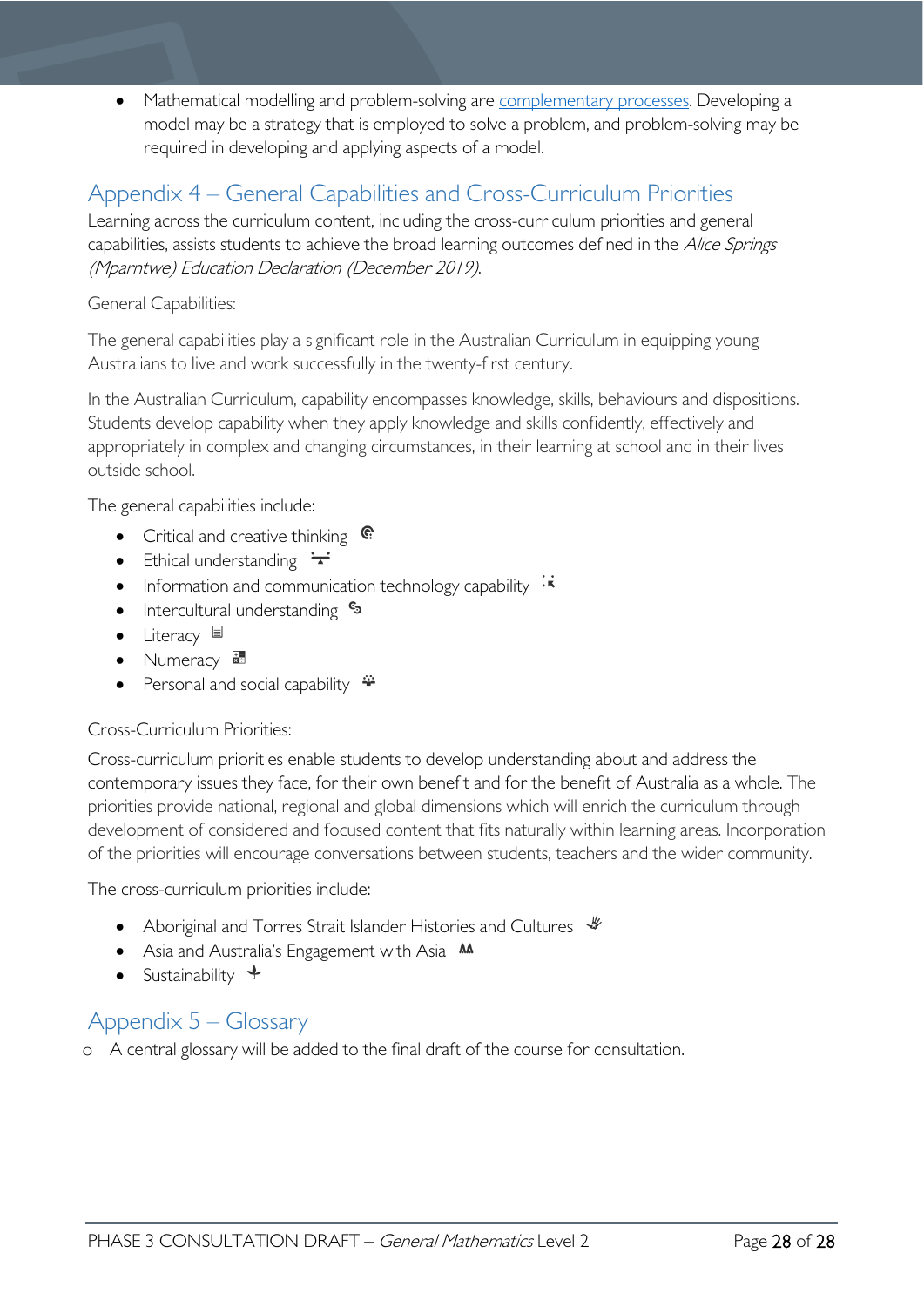- Mathematical modelling and problem-solving are complementary processes. Developing a model may be a strategy that is employed to solve a problem, and problem-solving may be required in developing and applying aspects of a model.

## Appendix 4 – General Capabilities and Cross-Curriculum Priorities

Learning across the curriculum content, including the cross-curriculum priorities and general capabilities, assists students to achieve the broad learning outcomes defined in the *Alice Springs (Mparntwe) Education Declaration (December 2019)*.

General Capabilities:

The general capabilities play a significant role in the Australian Curriculum in equipping young Australians to live and work successfully in the twenty-first century.

In the Australian Curriculum, capability encompasses knowledge, skills, behaviours and dispositions. Students develop capability when they apply knowledge and skills confidently, effectively and appropriately in complex and changing circumstances, in their learning at school and in their lives outside school.

The general capabilities include:

- Critical and creative thinking
- Ethical understanding
- Information and communication technology capability
- Intercultural understanding
- Literacy
- Numeracy
- Personal and social capability

Cross-Curriculum Priorities:

Cross-curriculum priorities enable students to develop understanding about and address the contemporary issues they face, for their own benefit and for the benefit of Australia as a whole. The priorities provide national, regional and global dimensions which will enrich the curriculum through development of considered and focused content that fits naturally within learning areas. Incorporation of the priorities will encourage conversations between students, teachers and the wider community.

The cross-curriculum priorities include:

- Aboriginal and Torres Strait Islander Histories and Cultures
- Asia and Australia's Engagement with Asia
- Sustainability

## Appendix 5 – Glossary

- A central glossary will be added to the final draft of the course for consultation.